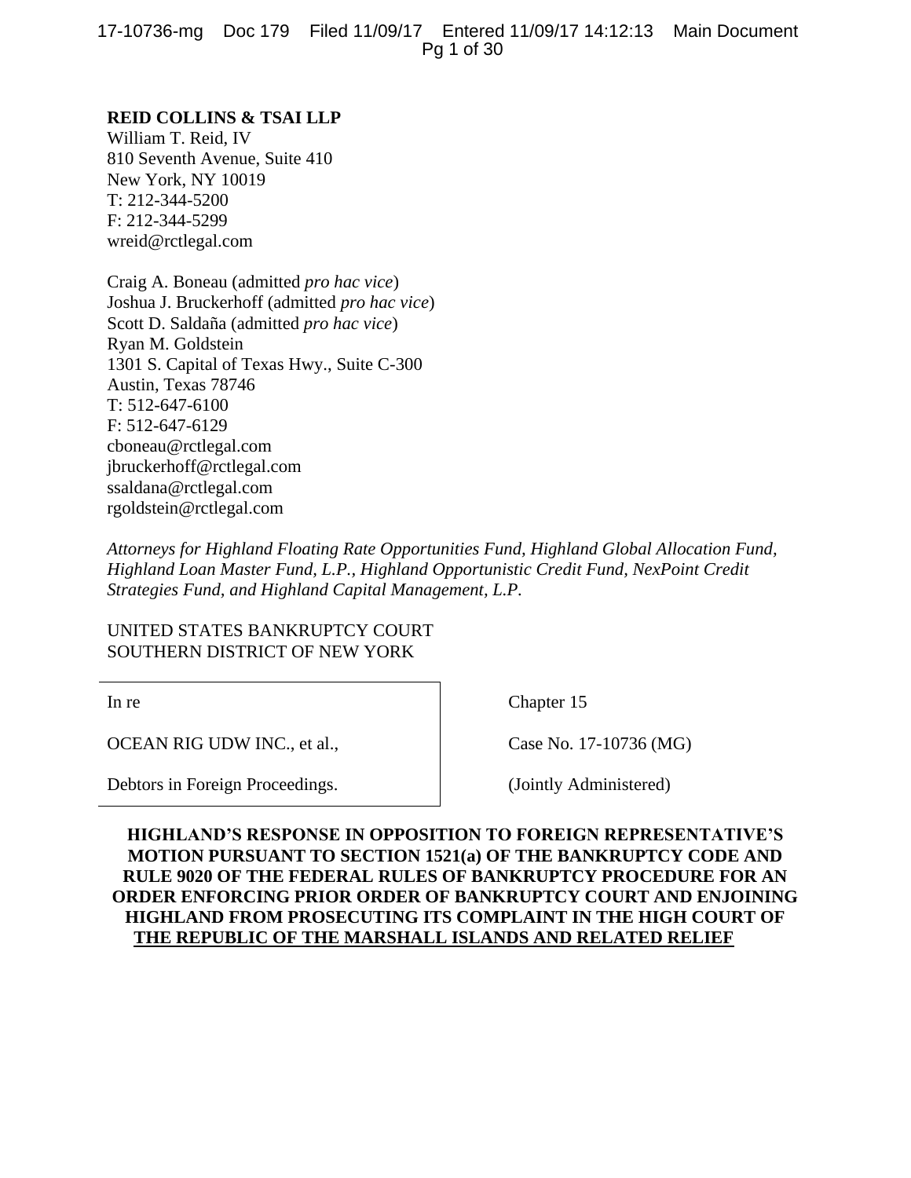**REID COLLINS & TSAI LLP**
William T. Reid, IV
810 Seventh Avenue, Suite 410
New York, NY 10019
T: 212-344-5200
F: 212-344-5299
wreid@rctlegal.com

Craig A. Boneau (admitted *pro hac vice*)
Joshua J. Bruckerhoff (admitted *pro hac vice*)
Scott D. Saldaña (admitted *pro hac vice*)
Ryan M. Goldstein
1301 S. Capital of Texas Hwy., Suite C-300
Austin, Texas 78746
T: 512-647-6100
F: 512-647-6129
cboneau@rctlegal.com
jbruckerhoff@rctlegal.com
ssaldana@rctlegal.com
rgoldstein@rctlegal.com

*Attorneys for Highland Floating Rate Opportunities Fund, Highland Global Allocation Fund, Highland Loan Master Fund, L.P., Highland Opportunistic Credit Fund, NexPoint Credit Strategies Fund, and Highland Capital Management, L.P.*

UNITED STATES BANKRUPTCY COURT
SOUTHERN DISTRICT OF NEW YORK

| | |
|---|---|
| In re | Chapter 15 |
| OCEAN RIG UDW INC., et al., | Case No. 17-10736 (MG) |
| Debtors in Foreign Proceedings. | (Jointly Administered) |

**HIGHLAND'S RESPONSE IN OPPOSITION TO FOREIGN REPRESENTATIVE'S MOTION PURSUANT TO SECTION 1521(a) OF THE BANKRUPTCY CODE AND RULE 9020 OF THE FEDERAL RULES OF BANKRUPTCY PROCEDURE FOR AN ORDER ENFORCING PRIOR ORDER OF BANKRUPTCY COURT AND ENJOINING HIGHLAND FROM PROSECUTING ITS COMPLAINT IN THE HIGH COURT OF THE REPUBLIC OF THE MARSHALL ISLANDS AND RELATED RELIEF**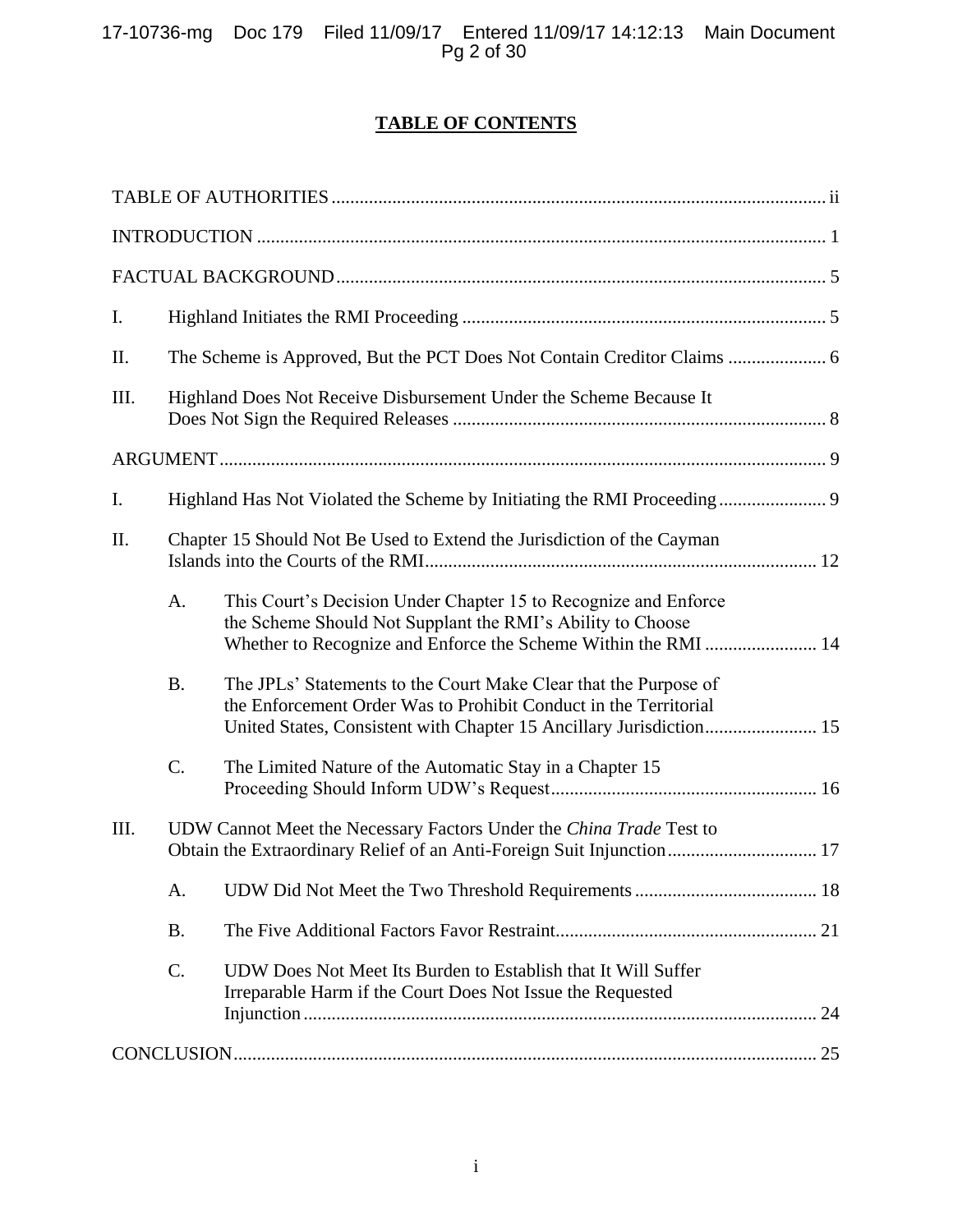# TABLE OF CONTENTS

TABLE OF AUTHORITIES ........................................................................................................ ii

INTRODUCTION ........................................................................................................................ 1

FACTUAL BACKGROUND ....................................................................................................... 5

I. Highland Initiates the RMI Proceeding ............................................................................. 5

II. The Scheme is Approved, But the PCT Does Not Contain Creditor Claims ..................... 6

III. Highland Does Not Receive Disbursement Under the Scheme Because It Does Not Sign the Required Releases ............................................................................... 8

ARGUMENT ................................................................................................................................ 9

I. Highland Has Not Violated the Scheme by Initiating the RMI Proceeding ....................... 9

II. Chapter 15 Should Not Be Used to Extend the Jurisdiction of the Cayman Islands into the Courts of the RMI .................................................................................. 12

   A. This Court's Decision Under Chapter 15 to Recognize and Enforce the Scheme Should Not Supplant the RMI's Ability to Choose Whether to Recognize and Enforce the Scheme Within the RMI ........................ 14

   B. The JPLs' Statements to the Court Make Clear that the Purpose of the Enforcement Order Was to Prohibit Conduct in the Territorial United States, Consistent with Chapter 15 Ancillary Jurisdiction ........................ 15

   C. The Limited Nature of the Automatic Stay in a Chapter 15 Proceeding Should Inform UDW's Request ......................................................... 16

III. UDW Cannot Meet the Necessary Factors Under the *China Trade* Test to Obtain the Extraordinary Relief of an Anti-Foreign Suit Injunction ................................ 17

   A. UDW Did Not Meet the Two Threshold Requirements ....................................... 18

   B. The Five Additional Factors Favor Restraint ........................................................ 21

   C. UDW Does Not Meet Its Burden to Establish that It Will Suffer Irreparable Harm if the Court Does Not Issue the Requested Injunction ............................................................................................................. 24

CONCLUSION ............................................................................................................................ 25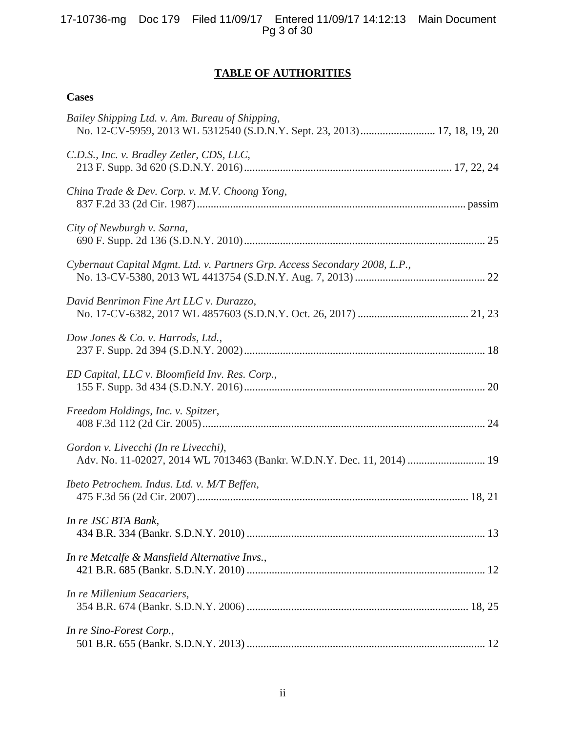# TABLE OF AUTHORITIES

**Cases**

*Bailey Shipping Ltd. v. Am. Bureau of Shipping*,
No. 12-CV-5959, 2013 WL 5312540 (S.D.N.Y. Sept. 23, 2013) .......................... 17, 18, 19, 20

*C.D.S., Inc. v. Bradley Zetler, CDS, LLC*,
213 F. Supp. 3d 620 (S.D.N.Y. 2016) .......................................................................... 17, 22, 24

*China Trade & Dev. Corp. v. M.V. Choong Yong*,
837 F.2d 33 (2d Cir. 1987) ................................................................................................ passim

*City of Newburgh v. Sarna*,
690 F. Supp. 2d 136 (S.D.N.Y. 2010) ...................................................................................... 25

*Cybernaut Capital Mgmt. Ltd. v. Partners Grp. Access Secondary 2008, L.P.*,
No. 13-CV-5380, 2013 WL 4413754 (S.D.N.Y. Aug. 7, 2013) ............................................... 22

*David Benrimon Fine Art LLC v. Durazzo*,
No. 17-CV-6382, 2017 WL 4857603 (S.D.N.Y. Oct. 26, 2017) ........................................ 21, 23

*Dow Jones & Co. v. Harrods, Ltd.*,
237 F. Supp. 2d 394 (S.D.N.Y. 2002) ...................................................................................... 18

*ED Capital, LLC v. Bloomfield Inv. Res. Corp.*,
155 F. Supp. 3d 434 (S.D.N.Y. 2016) ...................................................................................... 20

*Freedom Holdings, Inc. v. Spitzer*,
408 F.3d 112 (2d Cir. 2005) ..................................................................................................... 24

*Gordon v. Livecchi (In re Livecchi)*,
Adv. No. 11-02027, 2014 WL 7013463 (Bankr. W.D.N.Y. Dec. 11, 2014) ............................ 19

*Ibeto Petrochem. Indus. Ltd. v. M/T Beffen*,
475 F.3d 56 (2d Cir. 2007) ................................................................................................. 18, 21

*In re JSC BTA Bank*,
434 B.R. 334 (Bankr. S.D.N.Y. 2010) ..................................................................................... 13

*In re Metcalfe & Mansfield Alternative Invs.*,
421 B.R. 685 (Bankr. S.D.N.Y. 2010) ..................................................................................... 12

*In re Millenium Seacariers*,
354 B.R. 674 (Bankr. S.D.N.Y. 2006) ............................................................................... 18, 25

*In re Sino-Forest Corp.*,
501 B.R. 655 (Bankr. S.D.N.Y. 2013) ..................................................................................... 12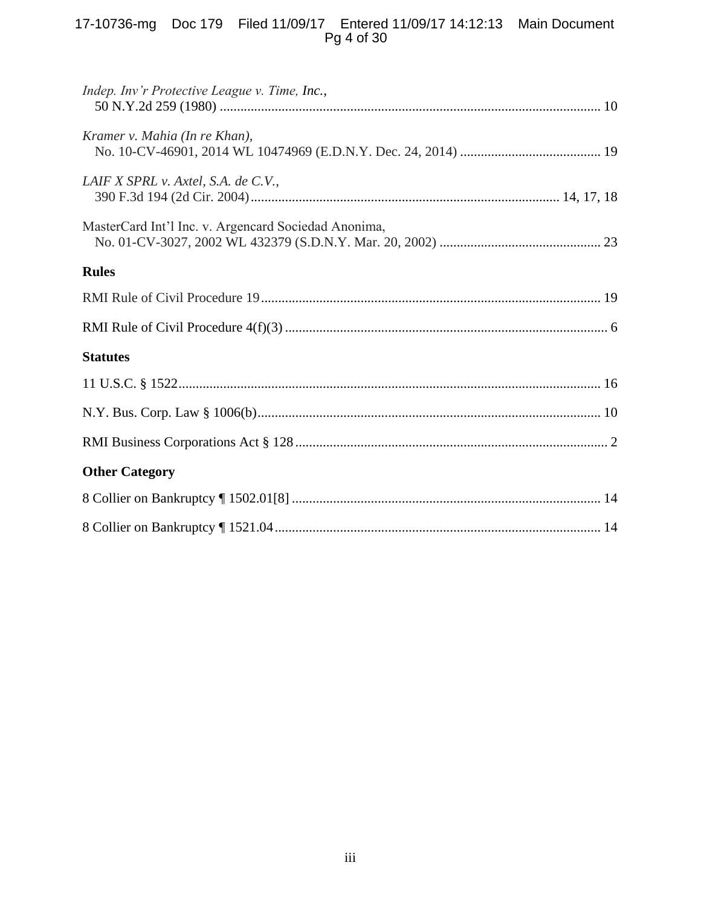*Indep. Inv'r Protective League v. Time, Inc.*,
50 N.Y.2d 259 (1980) .............................................................................................................. 10

*Kramer v. Mahia (In re Khan)*,
No. 10-CV-46901, 2014 WL 10474969 (E.D.N.Y. Dec. 24, 2014) ......................................... 19

*LAIF X SPRL v. Axtel, S.A. de C.V.*,
390 F.3d 194 (2d Cir. 2004)......................................................................................... 14, 17, 18

MasterCard Int'l Inc. v. Argencard Sociedad Anonima,
No. 01-CV-3027, 2002 WL 432379 (S.D.N.Y. Mar. 20, 2002) .............................................. 23

**Rules**

RMI Rule of Civil Procedure 19.................................................................................................. 19

RMI Rule of Civil Procedure 4(f)(3) ............................................................................................. 6

**Statutes**

11 U.S.C. § 1522.......................................................................................................................... 16

N.Y. Bus. Corp. Law § 1006(b)................................................................................................... 10

RMI Business Corporations Act § 128 .......................................................................................... 2

**Other Category**

8 Collier on Bankruptcy ¶ 1502.01[8] ......................................................................................... 14

8 Collier on Bankruptcy ¶ 1521.04.............................................................................................. 14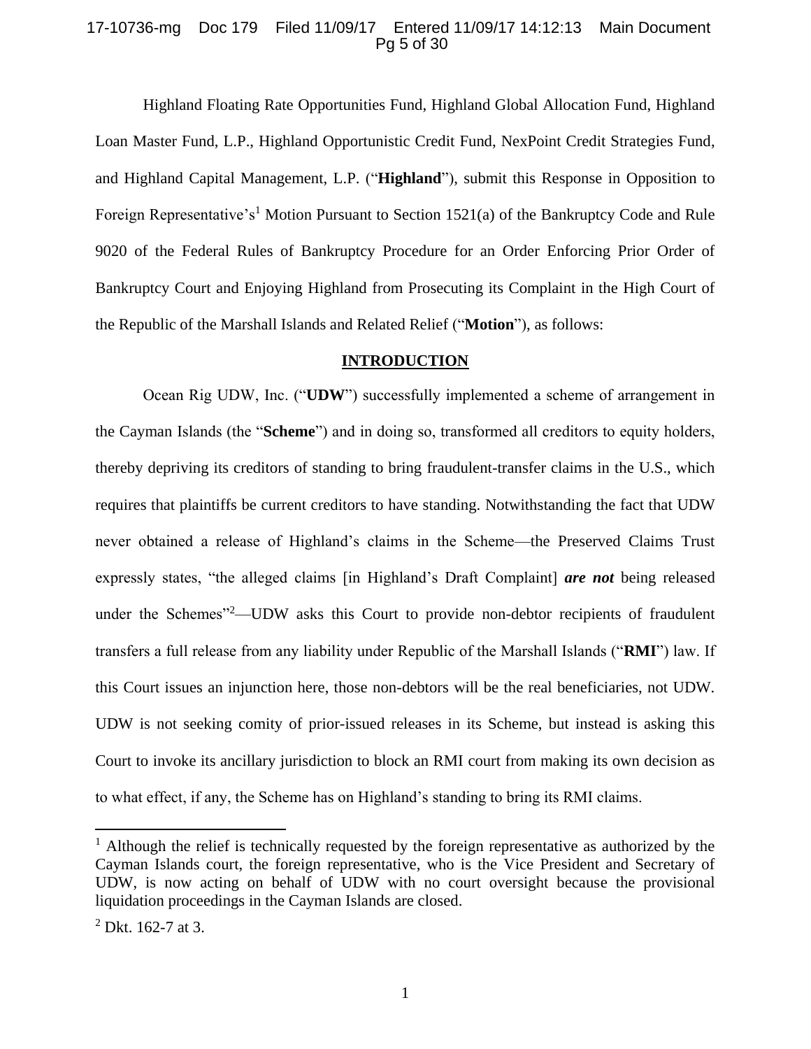Highland Floating Rate Opportunities Fund, Highland Global Allocation Fund, Highland Loan Master Fund, L.P., Highland Opportunistic Credit Fund, NexPoint Credit Strategies Fund, and Highland Capital Management, L.P. ("**Highland**"), submit this Response in Opposition to Foreign Representative's[1] Motion Pursuant to Section 1521(a) of the Bankruptcy Code and Rule 9020 of the Federal Rules of Bankruptcy Procedure for an Order Enforcing Prior Order of Bankruptcy Court and Enjoying Highland from Prosecuting its Complaint in the High Court of the Republic of the Marshall Islands and Related Relief ("**Motion**"), as follows:

## INTRODUCTION

Ocean Rig UDW, Inc. ("**UDW**") successfully implemented a scheme of arrangement in the Cayman Islands (the "**Scheme**") and in doing so, transformed all creditors to equity holders, thereby depriving its creditors of standing to bring fraudulent-transfer claims in the U.S., which requires that plaintiffs be current creditors to have standing. Notwithstanding the fact that UDW never obtained a release of Highland's claims in the Scheme—the Preserved Claims Trust expressly states, "the alleged claims [in Highland's Draft Complaint] ***are not*** being released under the Schemes"[2]—UDW asks this Court to provide non-debtor recipients of fraudulent transfers a full release from any liability under Republic of the Marshall Islands ("**RMI**") law. If this Court issues an injunction here, those non-debtors will be the real beneficiaries, not UDW. UDW is not seeking comity of prior-issued releases in its Scheme, but instead is asking this Court to invoke its ancillary jurisdiction to block an RMI court from making its own decision as to what effect, if any, the Scheme has on Highland's standing to bring its RMI claims.

---

[1] Although the relief is technically requested by the foreign representative as authorized by the Cayman Islands court, the foreign representative, who is the Vice President and Secretary of UDW, is now acting on behalf of UDW with no court oversight because the provisional liquidation proceedings in the Cayman Islands are closed.

[2] Dkt. 162-7 at 3.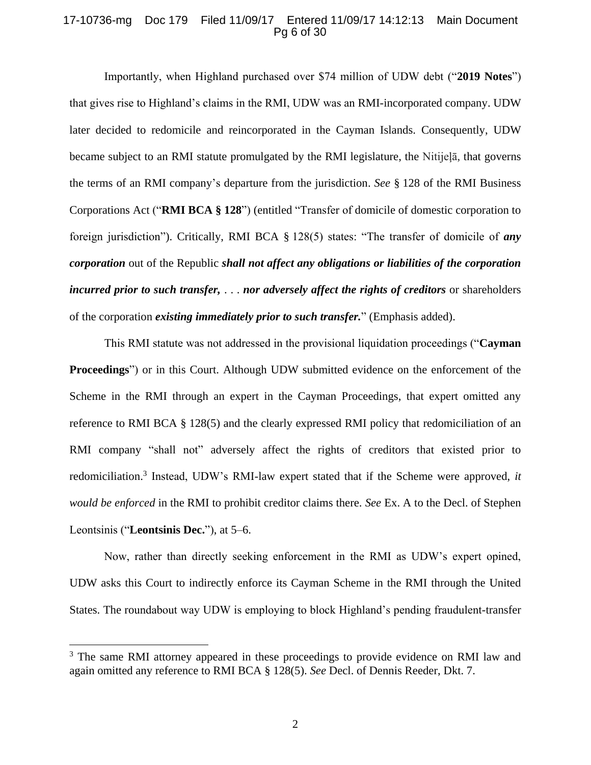Importantly, when Highland purchased over $74 million of UDW debt ("**2019 Notes**") that gives rise to Highland's claims in the RMI, UDW was an RMI-incorporated company. UDW later decided to redomicile and reincorporated in the Cayman Islands. Consequently, UDW became subject to an RMI statute promulgated by the RMI legislature, the Nitijeļā, that governs the terms of an RMI company's departure from the jurisdiction. *See* § 128 of the RMI Business Corporations Act ("**RMI BCA § 128**") (entitled "Transfer of domicile of domestic corporation to foreign jurisdiction"). Critically, RMI BCA § 128(5) states: "The transfer of domicile of ***any corporation*** out of the Republic ***shall not affect any obligations or liabilities of the corporation incurred prior to such transfer,*** . . . ***nor adversely affect the rights of creditors*** or shareholders of the corporation ***existing immediately prior to such transfer.***" (Emphasis added).

This RMI statute was not addressed in the provisional liquidation proceedings ("**Cayman Proceedings**") or in this Court. Although UDW submitted evidence on the enforcement of the Scheme in the RMI through an expert in the Cayman Proceedings, that expert omitted any reference to RMI BCA § 128(5) and the clearly expressed RMI policy that redomiciliation of an RMI company "shall not" adversely affect the rights of creditors that existed prior to redomiciliation.[3] Instead, UDW's RMI-law expert stated that if the Scheme were approved, *it would be enforced* in the RMI to prohibit creditor claims there. *See* Ex. A to the Decl. of Stephen Leontsinis ("**Leontsinis Dec.**"), at 5–6.

Now, rather than directly seeking enforcement in the RMI as UDW's expert opined, UDW asks this Court to indirectly enforce its Cayman Scheme in the RMI through the United States. The roundabout way UDW is employing to block Highland's pending fraudulent-transfer

---

[3] The same RMI attorney appeared in these proceedings to provide evidence on RMI law and again omitted any reference to RMI BCA § 128(5). *See* Decl. of Dennis Reeder, Dkt. 7.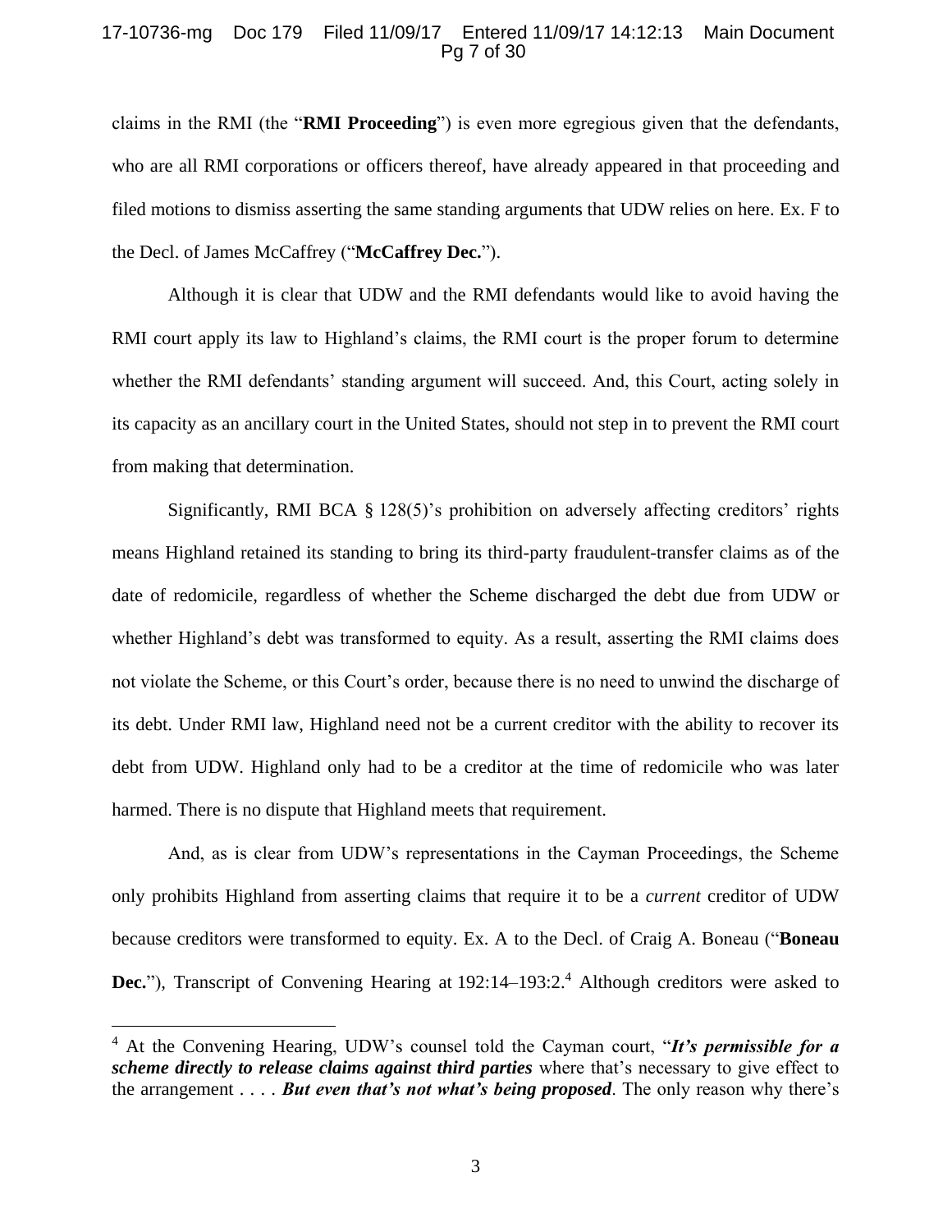claims in the RMI (the "**RMI Proceeding**") is even more egregious given that the defendants, who are all RMI corporations or officers thereof, have already appeared in that proceeding and filed motions to dismiss asserting the same standing arguments that UDW relies on here. Ex. F to the Decl. of James McCaffrey ("**McCaffrey Dec.**").

Although it is clear that UDW and the RMI defendants would like to avoid having the RMI court apply its law to Highland's claims, the RMI court is the proper forum to determine whether the RMI defendants' standing argument will succeed. And, this Court, acting solely in its capacity as an ancillary court in the United States, should not step in to prevent the RMI court from making that determination.

Significantly, RMI BCA § 128(5)'s prohibition on adversely affecting creditors' rights means Highland retained its standing to bring its third-party fraudulent-transfer claims as of the date of redomicile, regardless of whether the Scheme discharged the debt due from UDW or whether Highland's debt was transformed to equity. As a result, asserting the RMI claims does not violate the Scheme, or this Court's order, because there is no need to unwind the discharge of its debt. Under RMI law, Highland need not be a current creditor with the ability to recover its debt from UDW. Highland only had to be a creditor at the time of redomicile who was later harmed. There is no dispute that Highland meets that requirement.

And, as is clear from UDW's representations in the Cayman Proceedings, the Scheme only prohibits Highland from asserting claims that require it to be a *current* creditor of UDW because creditors were transformed to equity. Ex. A to the Decl. of Craig A. Boneau ("**Boneau Dec.**"), Transcript of Convening Hearing at 192:14–193:2.[4] Although creditors were asked to

[4] At the Convening Hearing, UDW's counsel told the Cayman court, "***It's permissible for a scheme directly to release claims against third parties*** where that's necessary to give effect to the arrangement . . . . ***But even that's not what's being proposed***. The only reason why there's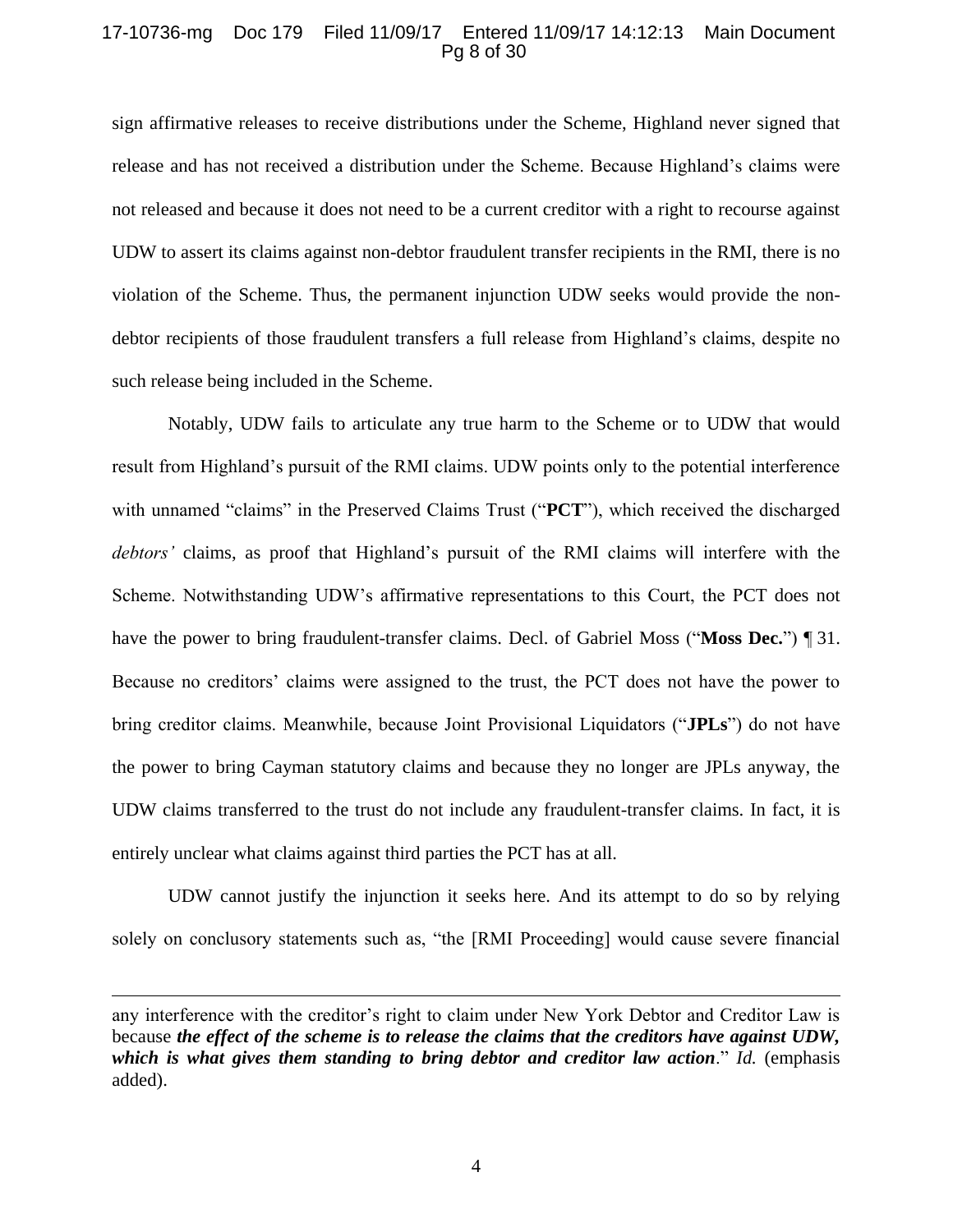sign affirmative releases to receive distributions under the Scheme, Highland never signed that release and has not received a distribution under the Scheme. Because Highland's claims were not released and because it does not need to be a current creditor with a right to recourse against UDW to assert its claims against non-debtor fraudulent transfer recipients in the RMI, there is no violation of the Scheme. Thus, the permanent injunction UDW seeks would provide the non-debtor recipients of those fraudulent transfers a full release from Highland's claims, despite no such release being included in the Scheme.

Notably, UDW fails to articulate any true harm to the Scheme or to UDW that would result from Highland's pursuit of the RMI claims. UDW points only to the potential interference with unnamed "claims" in the Preserved Claims Trust ("**PCT**"), which received the discharged *debtors'* claims, as proof that Highland's pursuit of the RMI claims will interfere with the Scheme. Notwithstanding UDW's affirmative representations to this Court, the PCT does not have the power to bring fraudulent-transfer claims. Decl. of Gabriel Moss ("**Moss Dec.**") ¶ 31. Because no creditors' claims were assigned to the trust, the PCT does not have the power to bring creditor claims. Meanwhile, because Joint Provisional Liquidators ("**JPLs**") do not have the power to bring Cayman statutory claims and because they no longer are JPLs anyway, the UDW claims transferred to the trust do not include any fraudulent-transfer claims. In fact, it is entirely unclear what claims against third parties the PCT has at all.

UDW cannot justify the injunction it seeks here. And its attempt to do so by relying solely on conclusory statements such as, "the [RMI Proceeding] would cause severe financial

---

any interference with the creditor's right to claim under New York Debtor and Creditor Law is because ***the effect of the scheme is to release the claims that the creditors have against UDW, which is what gives them standing to bring debtor and creditor law action***." *Id.* (emphasis added).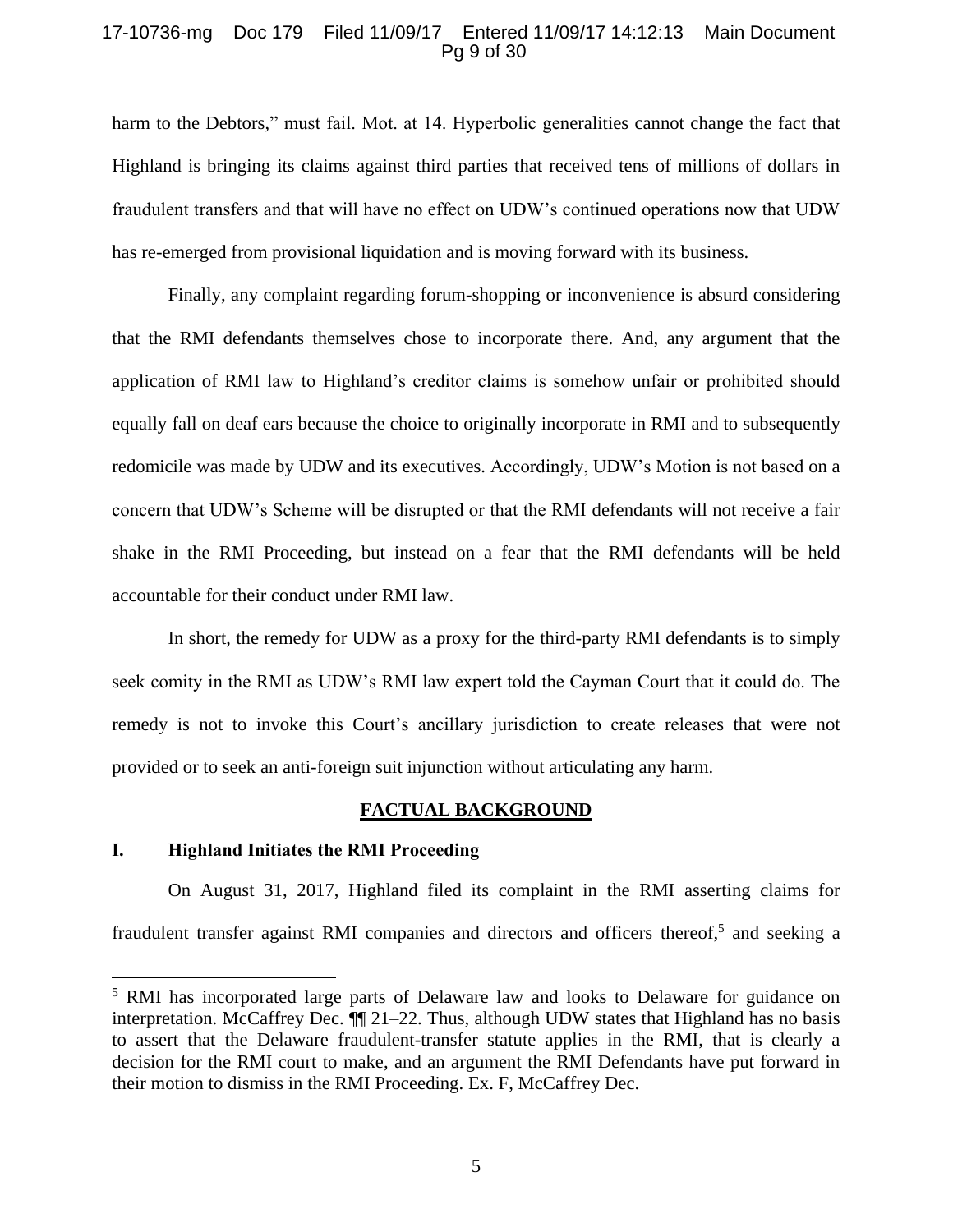harm to the Debtors," must fail. Mot. at 14. Hyperbolic generalities cannot change the fact that Highland is bringing its claims against third parties that received tens of millions of dollars in fraudulent transfers and that will have no effect on UDW's continued operations now that UDW has re-emerged from provisional liquidation and is moving forward with its business.

Finally, any complaint regarding forum-shopping or inconvenience is absurd considering that the RMI defendants themselves chose to incorporate there. And, any argument that the application of RMI law to Highland's creditor claims is somehow unfair or prohibited should equally fall on deaf ears because the choice to originally incorporate in RMI and to subsequently redomicile was made by UDW and its executives. Accordingly, UDW's Motion is not based on a concern that UDW's Scheme will be disrupted or that the RMI defendants will not receive a fair shake in the RMI Proceeding, but instead on a fear that the RMI defendants will be held accountable for their conduct under RMI law.

In short, the remedy for UDW as a proxy for the third-party RMI defendants is to simply seek comity in the RMI as UDW's RMI law expert told the Cayman Court that it could do. The remedy is not to invoke this Court's ancillary jurisdiction to create releases that were not provided or to seek an anti-foreign suit injunction without articulating any harm.

## FACTUAL BACKGROUND

### I. Highland Initiates the RMI Proceeding

On August 31, 2017, Highland filed its complaint in the RMI asserting claims for fraudulent transfer against RMI companies and directors and officers thereof,[5] and seeking a

[5] RMI has incorporated large parts of Delaware law and looks to Delaware for guidance on interpretation. McCaffrey Dec. ¶¶ 21–22. Thus, although UDW states that Highland has no basis to assert that the Delaware fraudulent-transfer statute applies in the RMI, that is clearly a decision for the RMI court to make, and an argument the RMI Defendants have put forward in their motion to dismiss in the RMI Proceeding. Ex. F, McCaffrey Dec.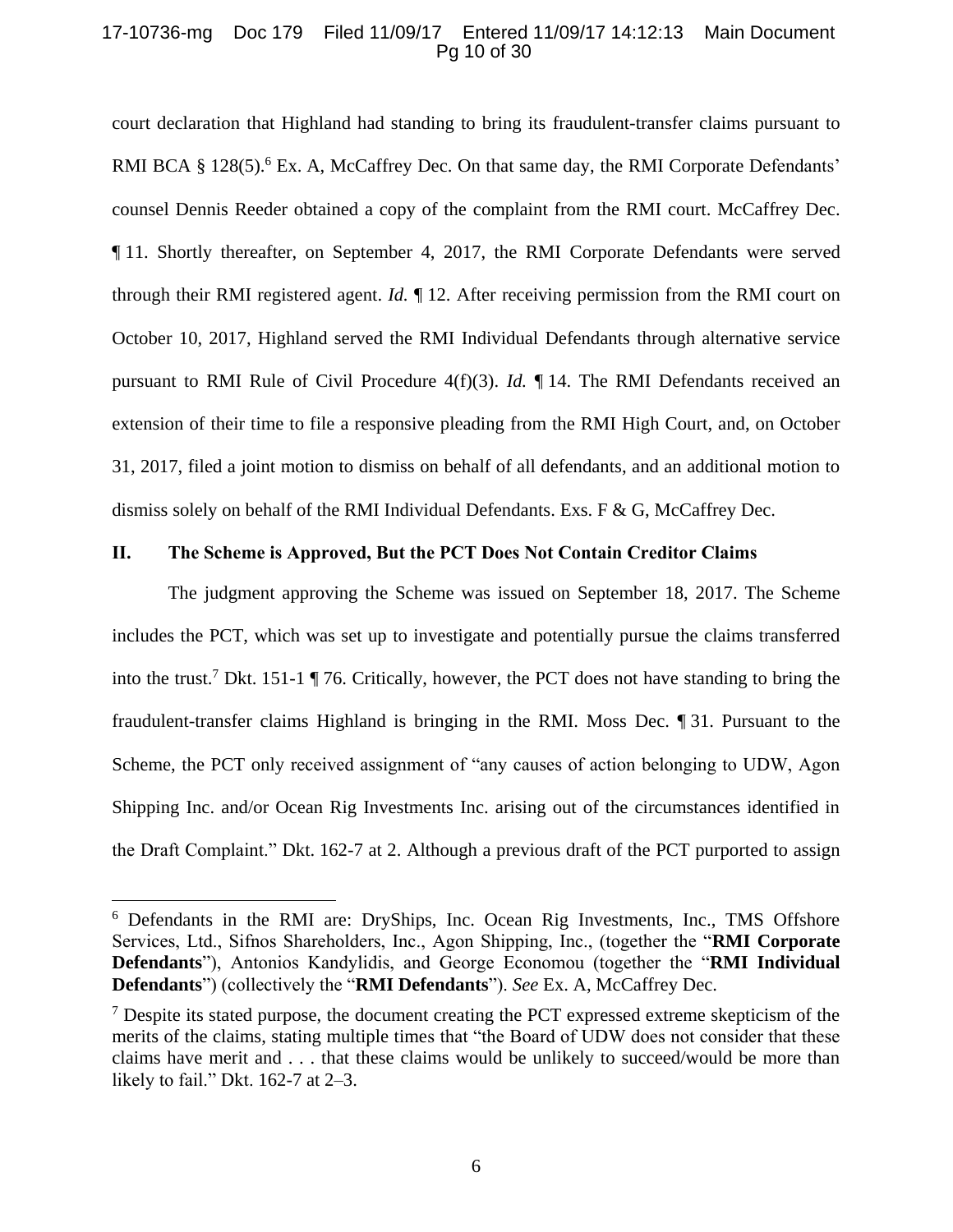court declaration that Highland had standing to bring its fraudulent-transfer claims pursuant to RMI BCA § 128(5).[6] Ex. A, McCaffrey Dec. On that same day, the RMI Corporate Defendants' counsel Dennis Reeder obtained a copy of the complaint from the RMI court. McCaffrey Dec. ¶ 11. Shortly thereafter, on September 4, 2017, the RMI Corporate Defendants were served through their RMI registered agent. *Id.* ¶ 12. After receiving permission from the RMI court on October 10, 2017, Highland served the RMI Individual Defendants through alternative service pursuant to RMI Rule of Civil Procedure 4(f)(3). *Id.* ¶ 14. The RMI Defendants received an extension of their time to file a responsive pleading from the RMI High Court, and, on October 31, 2017, filed a joint motion to dismiss on behalf of all defendants, and an additional motion to dismiss solely on behalf of the RMI Individual Defendants. Exs. F & G, McCaffrey Dec.

## II. The Scheme is Approved, But the PCT Does Not Contain Creditor Claims

The judgment approving the Scheme was issued on September 18, 2017. The Scheme includes the PCT, which was set up to investigate and potentially pursue the claims transferred into the trust.[7] Dkt. 151-1 ¶ 76. Critically, however, the PCT does not have standing to bring the fraudulent-transfer claims Highland is bringing in the RMI. Moss Dec. ¶ 31. Pursuant to the Scheme, the PCT only received assignment of "any causes of action belonging to UDW, Agon Shipping Inc. and/or Ocean Rig Investments Inc. arising out of the circumstances identified in the Draft Complaint." Dkt. 162-7 at 2. Although a previous draft of the PCT purported to assign

---

[6] Defendants in the RMI are: DryShips, Inc. Ocean Rig Investments, Inc., TMS Offshore Services, Ltd., Sifnos Shareholders, Inc., Agon Shipping, Inc., (together the "**RMI Corporate Defendants**"), Antonios Kandylidis, and George Economou (together the "**RMI Individual Defendants**") (collectively the "**RMI Defendants**"). *See* Ex. A, McCaffrey Dec.

[7] Despite its stated purpose, the document creating the PCT expressed extreme skepticism of the merits of the claims, stating multiple times that "the Board of UDW does not consider that these claims have merit and . . . that these claims would be unlikely to succeed/would be more than likely to fail." Dkt. 162-7 at 2–3.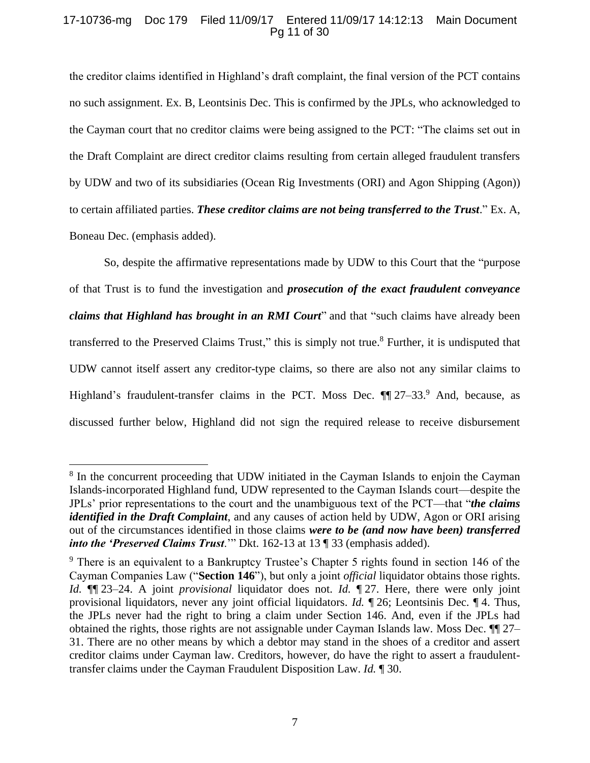the creditor claims identified in Highland's draft complaint, the final version of the PCT contains no such assignment. Ex. B, Leontsinis Dec. This is confirmed by the JPLs, who acknowledged to the Cayman court that no creditor claims were being assigned to the PCT: "The claims set out in the Draft Complaint are direct creditor claims resulting from certain alleged fraudulent transfers by UDW and two of its subsidiaries (Ocean Rig Investments (ORI) and Agon Shipping (Agon)) to certain affiliated parties. ***These creditor claims are not being transferred to the Trust***." Ex. A, Boneau Dec. (emphasis added).

So, despite the affirmative representations made by UDW to this Court that the "purpose of that Trust is to fund the investigation and ***prosecution of the exact fraudulent conveyance claims that Highland has brought in an RMI Court***" and that "such claims have already been transferred to the Preserved Claims Trust," this is simply not true.[8] Further, it is undisputed that UDW cannot itself assert any creditor-type claims, so there are also not any similar claims to Highland's fraudulent-transfer claims in the PCT. Moss Dec. ¶¶ 27–33.[9] And, because, as discussed further below, Highland did not sign the required release to receive disbursement

---

[8] In the concurrent proceeding that UDW initiated in the Cayman Islands to enjoin the Cayman Islands-incorporated Highland fund, UDW represented to the Cayman Islands court—despite the JPLs' prior representations to the court and the unambiguous text of the PCT—that "***the claims identified in the Draft Complaint***, and any causes of action held by UDW, Agon or ORI arising out of the circumstances identified in those claims ***were to be (and now have been) transferred into the 'Preserved Claims Trust***.'" Dkt. 162-13 at 13 ¶ 33 (emphasis added).

[9] There is an equivalent to a Bankruptcy Trustee's Chapter 5 rights found in section 146 of the Cayman Companies Law ("**Section 146**"), but only a joint *official* liquidator obtains those rights. *Id.* ¶¶ 23–24. A joint *provisional* liquidator does not. *Id.* ¶ 27. Here, there were only joint provisional liquidators, never any joint official liquidators. *Id.* ¶ 26; Leontsinis Dec. ¶ 4. Thus, the JPLs never had the right to bring a claim under Section 146. And, even if the JPLs had obtained the rights, those rights are not assignable under Cayman Islands law. Moss Dec. ¶¶ 27–31. There are no other means by which a debtor may stand in the shoes of a creditor and assert creditor claims under Cayman law. Creditors, however, do have the right to assert a fraudulent-transfer claims under the Cayman Fraudulent Disposition Law. *Id.* ¶ 30.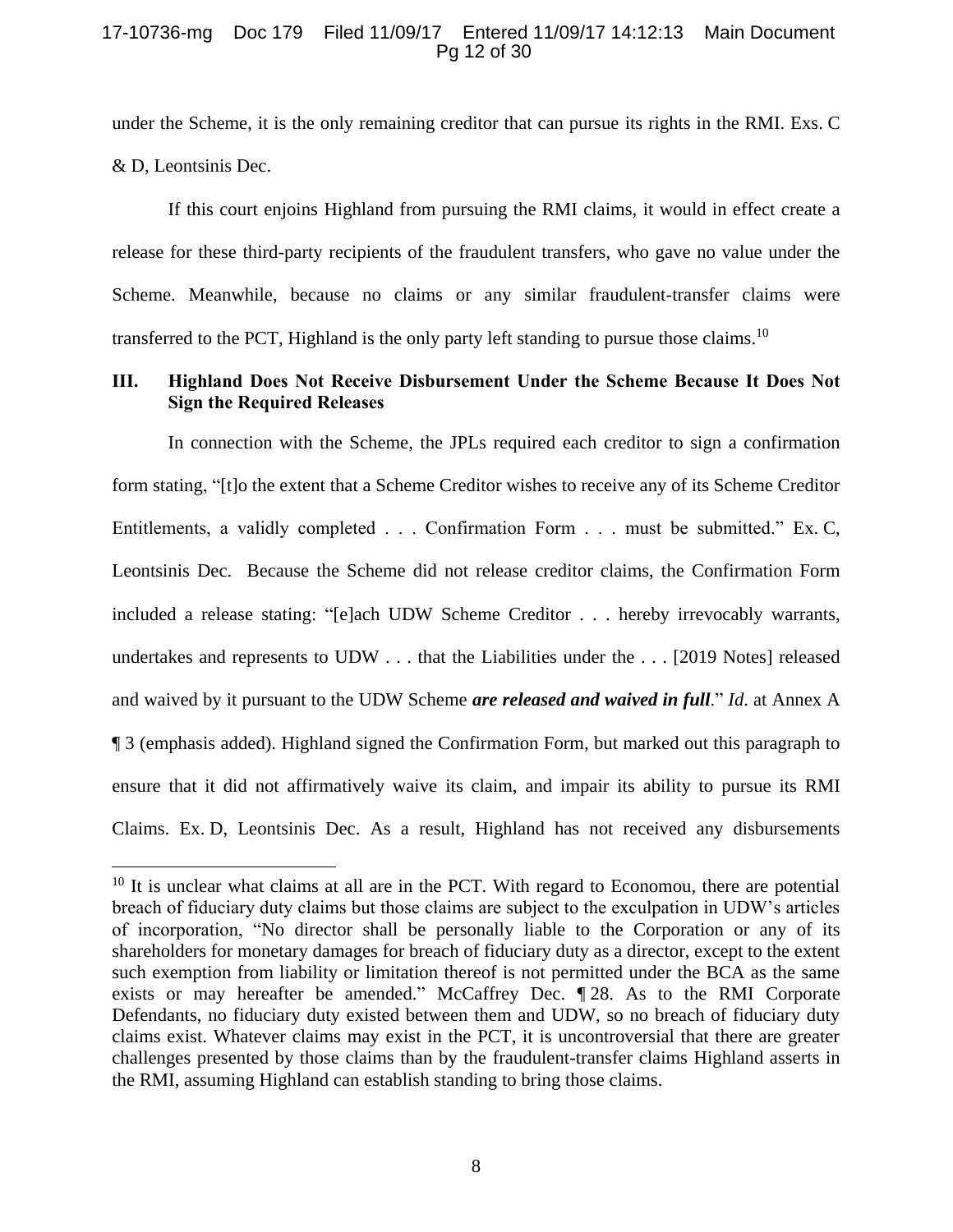under the Scheme, it is the only remaining creditor that can pursue its rights in the RMI. Exs. C & D, Leontsinis Dec.

If this court enjoins Highland from pursuing the RMI claims, it would in effect create a release for these third-party recipients of the fraudulent transfers, who gave no value under the Scheme. Meanwhile, because no claims or any similar fraudulent-transfer claims were transferred to the PCT, Highland is the only party left standing to pursue those claims.[10]

## III. Highland Does Not Receive Disbursement Under the Scheme Because It Does Not Sign the Required Releases

In connection with the Scheme, the JPLs required each creditor to sign a confirmation form stating, "[t]o the extent that a Scheme Creditor wishes to receive any of its Scheme Creditor Entitlements, a validly completed . . . Confirmation Form . . . must be submitted." Ex. C, Leontsinis Dec. Because the Scheme did not release creditor claims, the Confirmation Form included a release stating: "[e]ach UDW Scheme Creditor . . . hereby irrevocably warrants, undertakes and represents to UDW . . . that the Liabilities under the . . . [2019 Notes] released and waived by it pursuant to the UDW Scheme ***are released and waived in full***." *Id*. at Annex A ¶ 3 (emphasis added). Highland signed the Confirmation Form, but marked out this paragraph to ensure that it did not affirmatively waive its claim, and impair its ability to pursue its RMI Claims. Ex. D, Leontsinis Dec. As a result, Highland has not received any disbursements

---

[10] It is unclear what claims at all are in the PCT. With regard to Economou, there are potential breach of fiduciary duty claims but those claims are subject to the exculpation in UDW's articles of incorporation, "No director shall be personally liable to the Corporation or any of its shareholders for monetary damages for breach of fiduciary duty as a director, except to the extent such exemption from liability or limitation thereof is not permitted under the BCA as the same exists or may hereafter be amended." McCaffrey Dec. ¶ 28. As to the RMI Corporate Defendants, no fiduciary duty existed between them and UDW, so no breach of fiduciary duty claims exist. Whatever claims may exist in the PCT, it is uncontroversial that there are greater challenges presented by those claims than by the fraudulent-transfer claims Highland asserts in the RMI, assuming Highland can establish standing to bring those claims.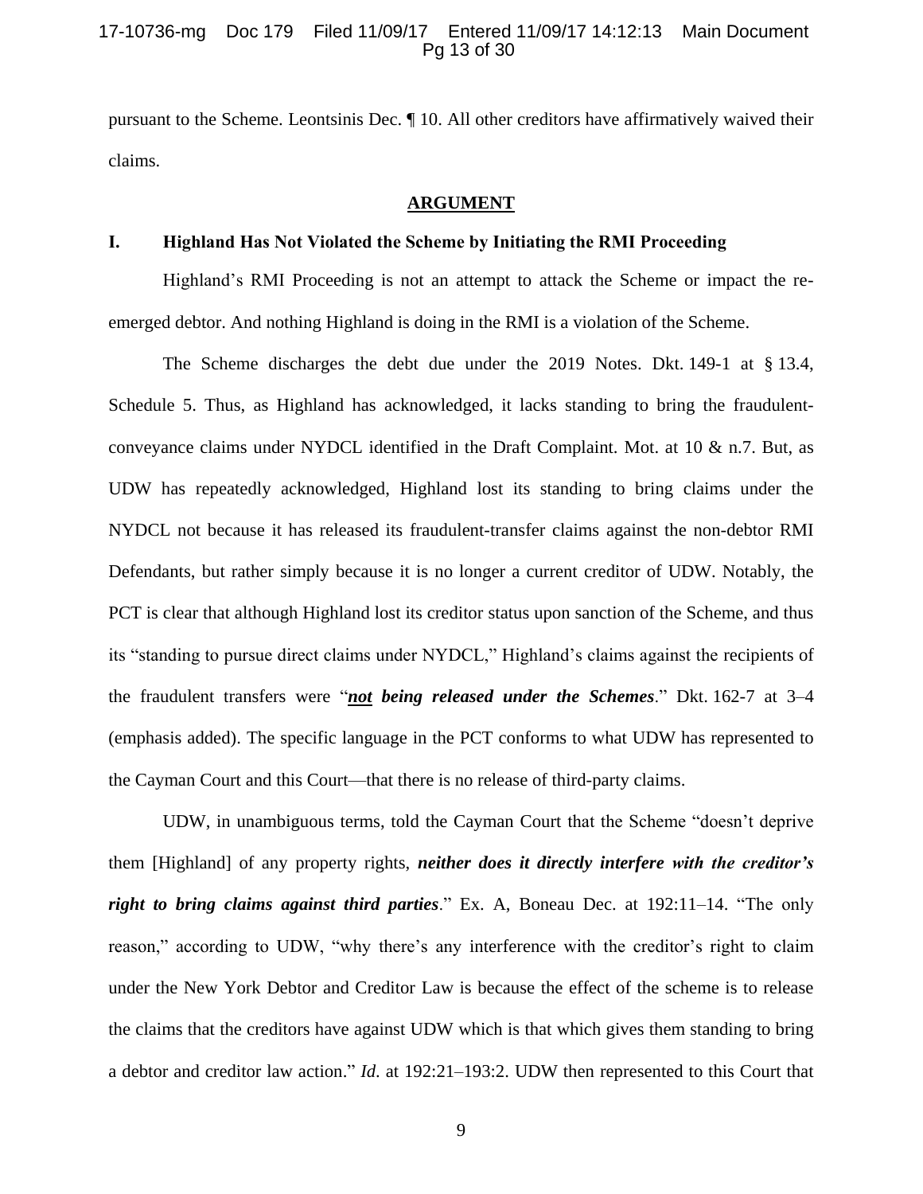pursuant to the Scheme. Leontsinis Dec. ¶ 10. All other creditors have affirmatively waived their claims.

## ARGUMENT

### I. Highland Has Not Violated the Scheme by Initiating the RMI Proceeding

Highland's RMI Proceeding is not an attempt to attack the Scheme or impact the re-emerged debtor. And nothing Highland is doing in the RMI is a violation of the Scheme.

The Scheme discharges the debt due under the 2019 Notes. Dkt. 149-1 at § 13.4, Schedule 5. Thus, as Highland has acknowledged, it lacks standing to bring the fraudulent-conveyance claims under NYDCL identified in the Draft Complaint. Mot. at 10 & n.7. But, as UDW has repeatedly acknowledged, Highland lost its standing to bring claims under the NYDCL not because it has released its fraudulent-transfer claims against the non-debtor RMI Defendants, but rather simply because it is no longer a current creditor of UDW. Notably, the PCT is clear that although Highland lost its creditor status upon sanction of the Scheme, and thus its "standing to pursue direct claims under NYDCL," Highland's claims against the recipients of the fraudulent transfers were "***not*** ***being released under the Schemes***." Dkt. 162-7 at 3–4 (emphasis added). The specific language in the PCT conforms to what UDW has represented to the Cayman Court and this Court—that there is no release of third-party claims.

UDW, in unambiguous terms, told the Cayman Court that the Scheme "doesn't deprive them [Highland] of any property rights, ***neither does it directly interfere with the creditor's right to bring claims against third parties***." Ex. A, Boneau Dec. at 192:11–14. "The only reason," according to UDW, "why there's any interference with the creditor's right to claim under the New York Debtor and Creditor Law is because the effect of the scheme is to release the claims that the creditors have against UDW which is that which gives them standing to bring a debtor and creditor law action." *Id*. at 192:21–193:2. UDW then represented to this Court that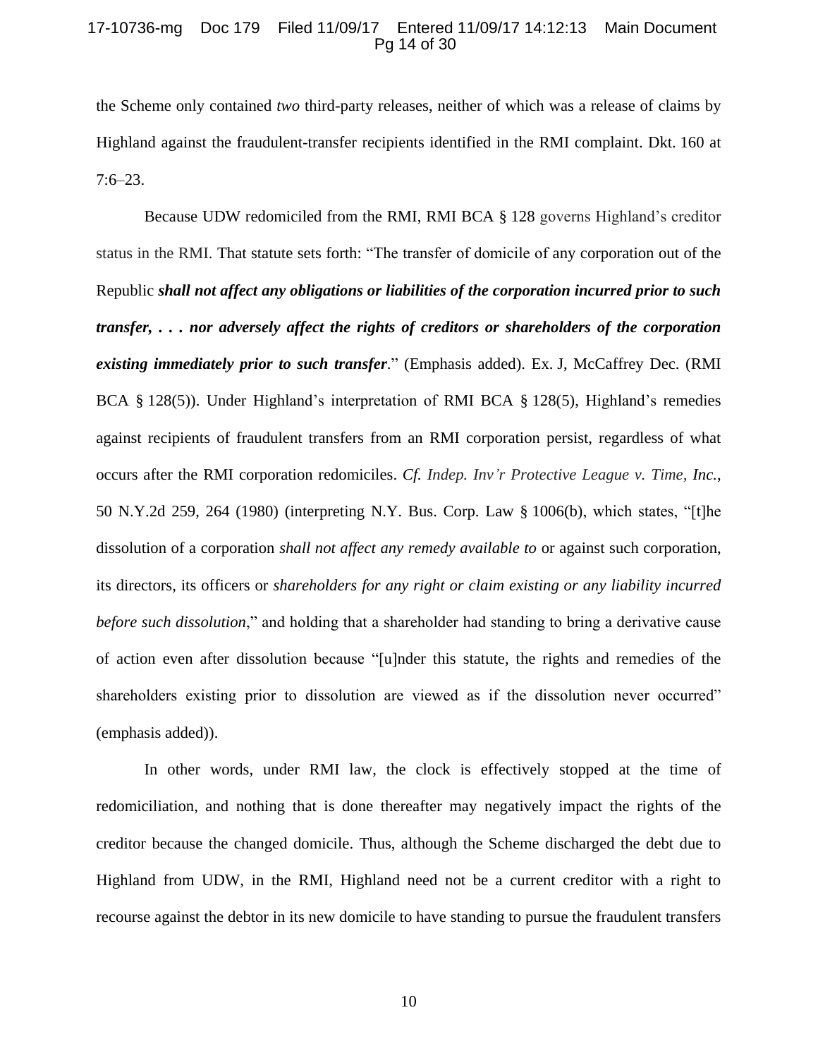the Scheme only contained *two* third-party releases, neither of which was a release of claims by Highland against the fraudulent-transfer recipients identified in the RMI complaint. Dkt. 160 at 7:6–23.

Because UDW redomiciled from the RMI, RMI BCA § 128 governs Highland's creditor status in the RMI. That statute sets forth: "The transfer of domicile of any corporation out of the Republic ***shall not affect any obligations or liabilities of the corporation incurred prior to such transfer, . . . nor adversely affect the rights of creditors or shareholders of the corporation existing immediately prior to such transfer***." (Emphasis added). Ex. J, McCaffrey Dec. (RMI BCA § 128(5)). Under Highland's interpretation of RMI BCA § 128(5), Highland's remedies against recipients of fraudulent transfers from an RMI corporation persist, regardless of what occurs after the RMI corporation redomiciles. *Cf. Indep. Inv'r Protective League v. Time, Inc.*, 50 N.Y.2d 259, 264 (1980) (interpreting N.Y. Bus. Corp. Law § 1006(b), which states, "[t]he dissolution of a corporation *shall not affect any remedy available to* or against such corporation, its directors, its officers or *shareholders for any right or claim existing or any liability incurred before such dissolution*," and holding that a shareholder had standing to bring a derivative cause of action even after dissolution because "[u]nder this statute, the rights and remedies of the shareholders existing prior to dissolution are viewed as if the dissolution never occurred" (emphasis added)).

In other words, under RMI law, the clock is effectively stopped at the time of redomiciliation, and nothing that is done thereafter may negatively impact the rights of the creditor because the changed domicile. Thus, although the Scheme discharged the debt due to Highland from UDW, in the RMI, Highland need not be a current creditor with a right to recourse against the debtor in its new domicile to have standing to pursue the fraudulent transfers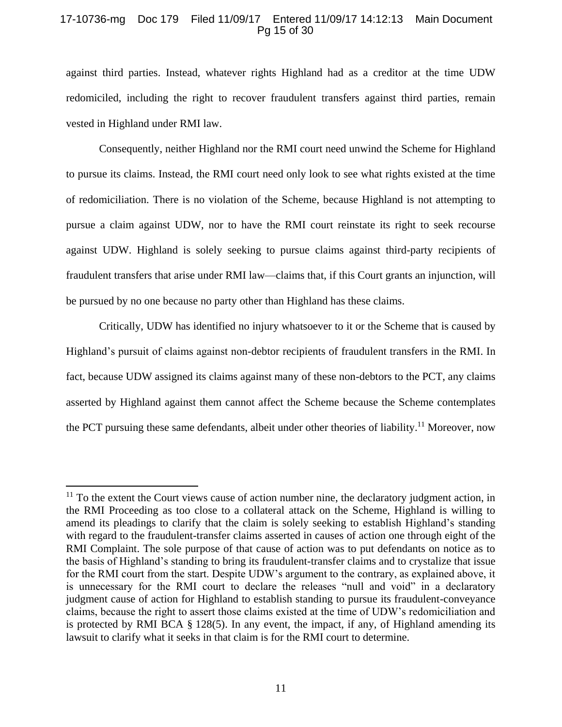against third parties. Instead, whatever rights Highland had as a creditor at the time UDW redomiciled, including the right to recover fraudulent transfers against third parties, remain vested in Highland under RMI law.

Consequently, neither Highland nor the RMI court need unwind the Scheme for Highland to pursue its claims. Instead, the RMI court need only look to see what rights existed at the time of redomiciliation. There is no violation of the Scheme, because Highland is not attempting to pursue a claim against UDW, nor to have the RMI court reinstate its right to seek recourse against UDW. Highland is solely seeking to pursue claims against third-party recipients of fraudulent transfers that arise under RMI law—claims that, if this Court grants an injunction, will be pursued by no one because no party other than Highland has these claims.

Critically, UDW has identified no injury whatsoever to it or the Scheme that is caused by Highland's pursuit of claims against non-debtor recipients of fraudulent transfers in the RMI. In fact, because UDW assigned its claims against many of these non-debtors to the PCT, any claims asserted by Highland against them cannot affect the Scheme because the Scheme contemplates the PCT pursuing these same defendants, albeit under other theories of liability.[11] Moreover, now

---

[11] To the extent the Court views cause of action number nine, the declaratory judgment action, in the RMI Proceeding as too close to a collateral attack on the Scheme, Highland is willing to amend its pleadings to clarify that the claim is solely seeking to establish Highland's standing with regard to the fraudulent-transfer claims asserted in causes of action one through eight of the RMI Complaint. The sole purpose of that cause of action was to put defendants on notice as to the basis of Highland's standing to bring its fraudulent-transfer claims and to crystalize that issue for the RMI court from the start. Despite UDW's argument to the contrary, as explained above, it is unnecessary for the RMI court to declare the releases "null and void" in a declaratory judgment cause of action for Highland to establish standing to pursue its fraudulent-conveyance claims, because the right to assert those claims existed at the time of UDW's redomiciliation and is protected by RMI BCA § 128(5). In any event, the impact, if any, of Highland amending its lawsuit to clarify what it seeks in that claim is for the RMI court to determine.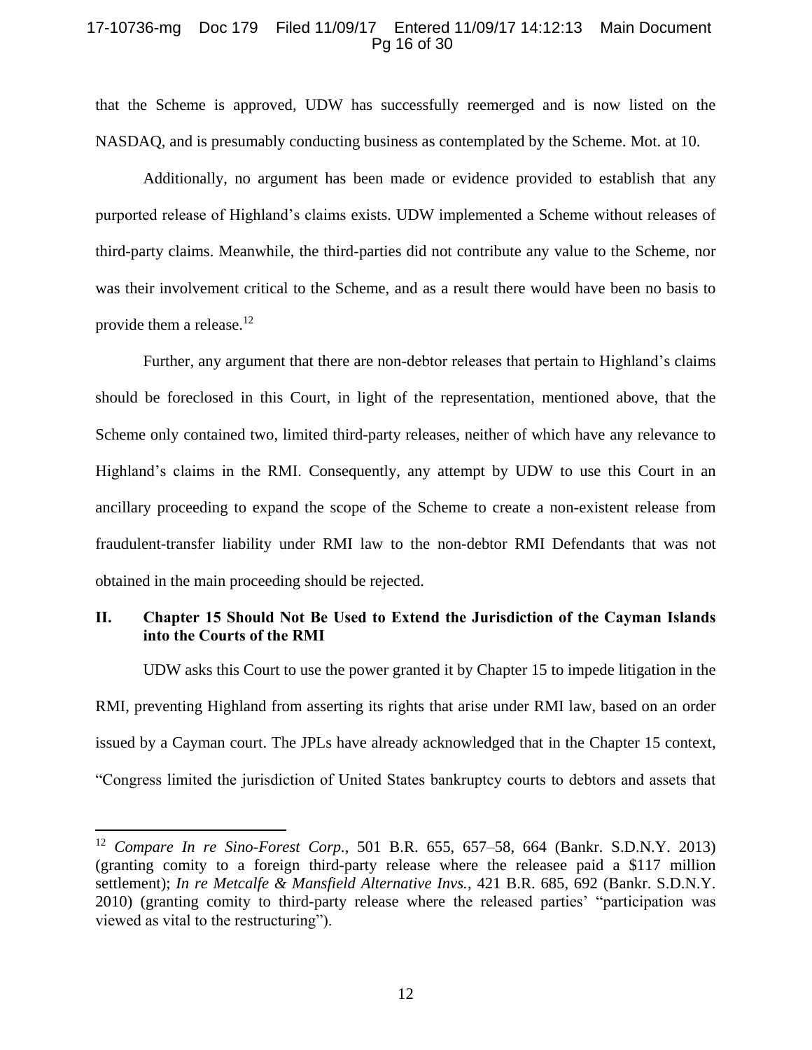that the Scheme is approved, UDW has successfully reemerged and is now listed on the NASDAQ, and is presumably conducting business as contemplated by the Scheme. Mot. at 10.

Additionally, no argument has been made or evidence provided to establish that any purported release of Highland's claims exists. UDW implemented a Scheme without releases of third-party claims. Meanwhile, the third-parties did not contribute any value to the Scheme, nor was their involvement critical to the Scheme, and as a result there would have been no basis to provide them a release.[12]

Further, any argument that there are non-debtor releases that pertain to Highland's claims should be foreclosed in this Court, in light of the representation, mentioned above, that the Scheme only contained two, limited third-party releases, neither of which have any relevance to Highland's claims in the RMI. Consequently, any attempt by UDW to use this Court in an ancillary proceeding to expand the scope of the Scheme to create a non-existent release from fraudulent-transfer liability under RMI law to the non-debtor RMI Defendants that was not obtained in the main proceeding should be rejected.

## II. Chapter 15 Should Not Be Used to Extend the Jurisdiction of the Cayman Islands into the Courts of the RMI

UDW asks this Court to use the power granted it by Chapter 15 to impede litigation in the RMI, preventing Highland from asserting its rights that arise under RMI law, based on an order issued by a Cayman court. The JPLs have already acknowledged that in the Chapter 15 context, "Congress limited the jurisdiction of United States bankruptcy courts to debtors and assets that

---

[12] *Compare In re Sino-Forest Corp.*, 501 B.R. 655, 657–58, 664 (Bankr. S.D.N.Y. 2013) (granting comity to a foreign third-party release where the releasee paid a $117 million settlement); *In re Metcalfe & Mansfield Alternative Invs.*, 421 B.R. 685, 692 (Bankr. S.D.N.Y. 2010) (granting comity to third-party release where the released parties' "participation was viewed as vital to the restructuring").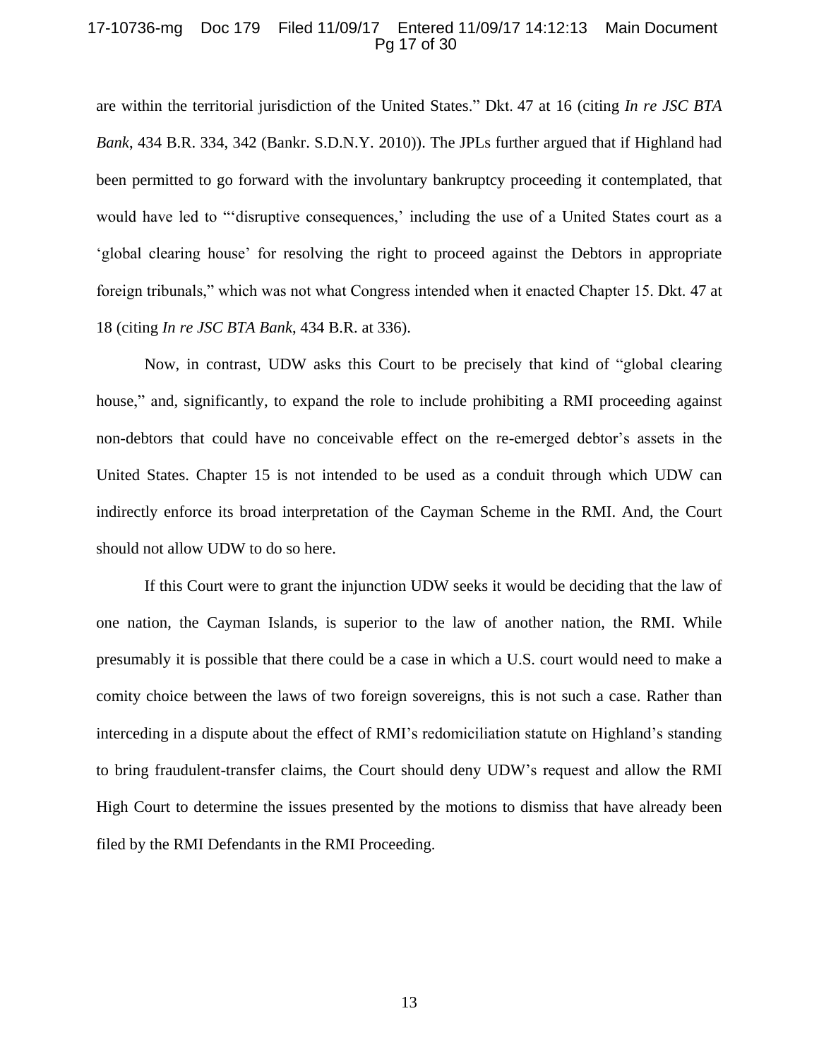are within the territorial jurisdiction of the United States." Dkt. 47 at 16 (citing *In re JSC BTA Bank*, 434 B.R. 334, 342 (Bankr. S.D.N.Y. 2010)). The JPLs further argued that if Highland had been permitted to go forward with the involuntary bankruptcy proceeding it contemplated, that would have led to "'disruptive consequences,' including the use of a United States court as a 'global clearing house' for resolving the right to proceed against the Debtors in appropriate foreign tribunals," which was not what Congress intended when it enacted Chapter 15. Dkt. 47 at 18 (citing *In re JSC BTA Bank*, 434 B.R. at 336).

Now, in contrast, UDW asks this Court to be precisely that kind of "global clearing house," and, significantly, to expand the role to include prohibiting a RMI proceeding against non-debtors that could have no conceivable effect on the re-emerged debtor's assets in the United States. Chapter 15 is not intended to be used as a conduit through which UDW can indirectly enforce its broad interpretation of the Cayman Scheme in the RMI. And, the Court should not allow UDW to do so here.

If this Court were to grant the injunction UDW seeks it would be deciding that the law of one nation, the Cayman Islands, is superior to the law of another nation, the RMI. While presumably it is possible that there could be a case in which a U.S. court would need to make a comity choice between the laws of two foreign sovereigns, this is not such a case. Rather than interceding in a dispute about the effect of RMI's redomiciliation statute on Highland's standing to bring fraudulent-transfer claims, the Court should deny UDW's request and allow the RMI High Court to determine the issues presented by the motions to dismiss that have already been filed by the RMI Defendants in the RMI Proceeding.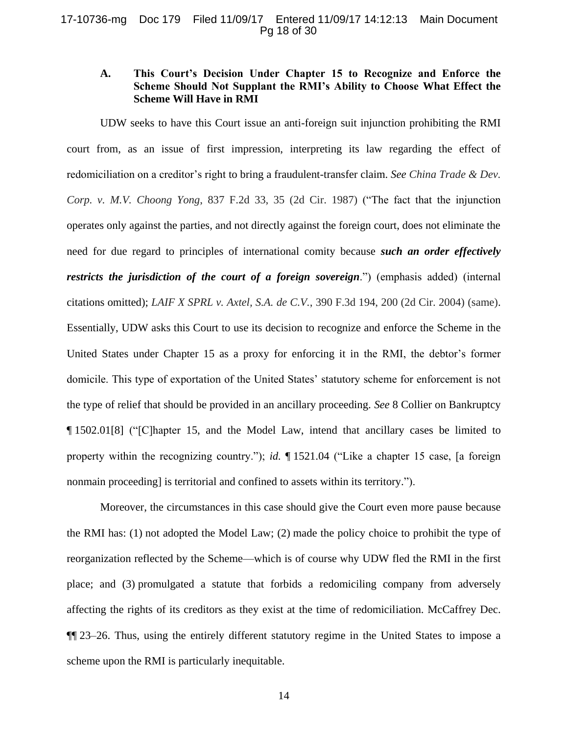### A. This Court's Decision Under Chapter 15 to Recognize and Enforce the Scheme Should Not Supplant the RMI's Ability to Choose What Effect the Scheme Will Have in RMI

UDW seeks to have this Court issue an anti-foreign suit injunction prohibiting the RMI court from, as an issue of first impression, interpreting its law regarding the effect of redomiciliation on a creditor's right to bring a fraudulent-transfer claim. *See China Trade & Dev. Corp. v. M.V. Choong Yong*, 837 F.2d 33, 35 (2d Cir. 1987) ("The fact that the injunction operates only against the parties, and not directly against the foreign court, does not eliminate the need for due regard to principles of international comity because ***such an order effectively restricts the jurisdiction of the court of a foreign sovereign***.") (emphasis added) (internal citations omitted); *LAIF X SPRL v. Axtel, S.A. de C.V.*, 390 F.3d 194, 200 (2d Cir. 2004) (same). Essentially, UDW asks this Court to use its decision to recognize and enforce the Scheme in the United States under Chapter 15 as a proxy for enforcing it in the RMI, the debtor's former domicile. This type of exportation of the United States' statutory scheme for enforcement is not the type of relief that should be provided in an ancillary proceeding. *See* 8 Collier on Bankruptcy ¶ 1502.01[8] ("[C]hapter 15, and the Model Law, intend that ancillary cases be limited to property within the recognizing country."); *id.* ¶ 1521.04 ("Like a chapter 15 case, [a foreign nonmain proceeding] is territorial and confined to assets within its territory.").

Moreover, the circumstances in this case should give the Court even more pause because the RMI has: (1) not adopted the Model Law; (2) made the policy choice to prohibit the type of reorganization reflected by the Scheme—which is of course why UDW fled the RMI in the first place; and (3) promulgated a statute that forbids a redomiciling company from adversely affecting the rights of its creditors as they exist at the time of redomiciliation. McCaffrey Dec. ¶¶ 23–26. Thus, using the entirely different statutory regime in the United States to impose a scheme upon the RMI is particularly inequitable.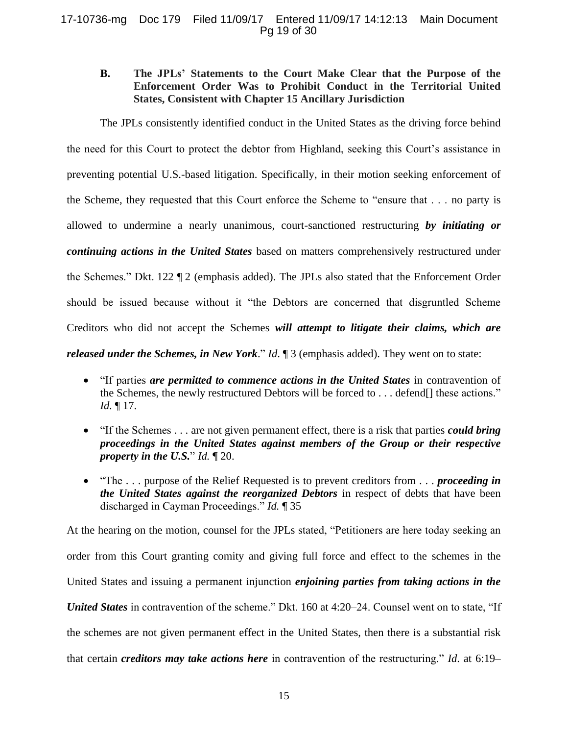### B. The JPLs' Statements to the Court Make Clear that the Purpose of the Enforcement Order Was to Prohibit Conduct in the Territorial United States, Consistent with Chapter 15 Ancillary Jurisdiction

The JPLs consistently identified conduct in the United States as the driving force behind the need for this Court to protect the debtor from Highland, seeking this Court's assistance in preventing potential U.S.-based litigation. Specifically, in their motion seeking enforcement of the Scheme, they requested that this Court enforce the Scheme to "ensure that . . . no party is allowed to undermine a nearly unanimous, court-sanctioned restructuring ***by initiating or continuing actions in the United States*** based on matters comprehensively restructured under the Schemes." Dkt. 122 ¶ 2 (emphasis added). The JPLs also stated that the Enforcement Order should be issued because without it "the Debtors are concerned that disgruntled Scheme Creditors who did not accept the Schemes ***will attempt to litigate their claims, which are released under the Schemes, in New York***." *Id*. ¶ 3 (emphasis added). They went on to state:

- "If parties ***are permitted to commence actions in the United States*** in contravention of the Schemes, the newly restructured Debtors will be forced to . . . defend[] these actions." *Id.* ¶ 17.
- "If the Schemes . . . are not given permanent effect, there is a risk that parties ***could bring proceedings in the United States against members of the Group or their respective property in the U.S.***" *Id.* ¶ 20.
- "The . . . purpose of the Relief Requested is to prevent creditors from . . . ***proceeding in the United States against the reorganized Debtors*** in respect of debts that have been discharged in Cayman Proceedings." *Id.* ¶ 35

At the hearing on the motion, counsel for the JPLs stated, "Petitioners are here today seeking an order from this Court granting comity and giving full force and effect to the schemes in the United States and issuing a permanent injunction ***enjoining parties from taking actions in the United States*** in contravention of the scheme." Dkt. 160 at 4:20–24. Counsel went on to state, "If the schemes are not given permanent effect in the United States, then there is a substantial risk that certain ***creditors may take actions here*** in contravention of the restructuring." *Id*. at 6:19–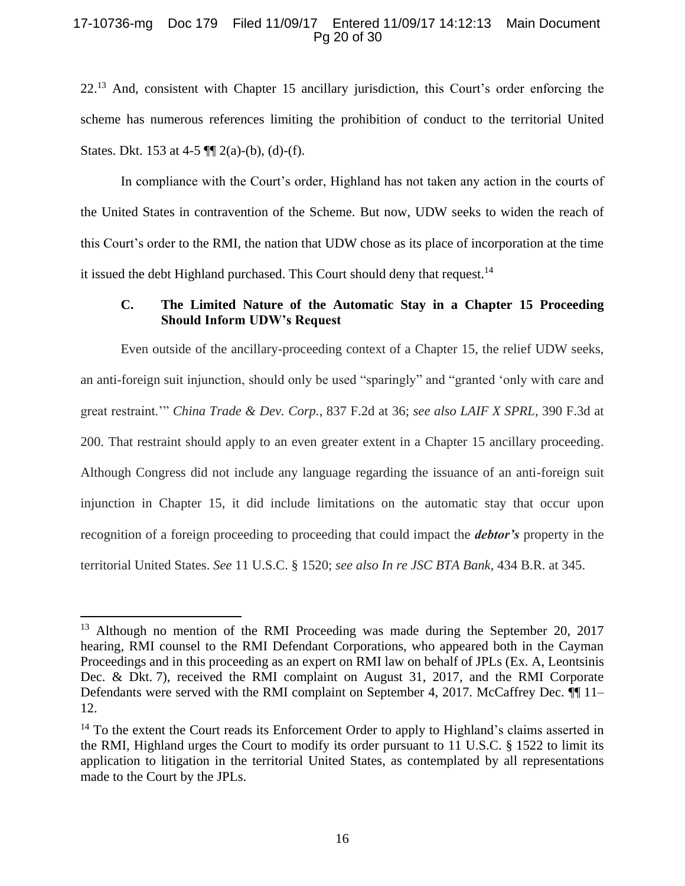22.[13] And, consistent with Chapter 15 ancillary jurisdiction, this Court's order enforcing the scheme has numerous references limiting the prohibition of conduct to the territorial United States. Dkt. 153 at 4-5 ¶¶ 2(a)-(b), (d)-(f).

In compliance with the Court's order, Highland has not taken any action in the courts of the United States in contravention of the Scheme. But now, UDW seeks to widen the reach of this Court's order to the RMI, the nation that UDW chose as its place of incorporation at the time it issued the debt Highland purchased. This Court should deny that request.[14]

### C. The Limited Nature of the Automatic Stay in a Chapter 15 Proceeding Should Inform UDW's Request

Even outside of the ancillary-proceeding context of a Chapter 15, the relief UDW seeks, an anti-foreign suit injunction, should only be used "sparingly" and "granted 'only with care and great restraint.'" *China Trade & Dev. Corp.*, 837 F.2d at 36; *see also LAIF X SPRL*, 390 F.3d at 200. That restraint should apply to an even greater extent in a Chapter 15 ancillary proceeding. Although Congress did not include any language regarding the issuance of an anti-foreign suit injunction in Chapter 15, it did include limitations on the automatic stay that occur upon recognition of a foreign proceeding to proceeding that could impact the ***debtor's*** property in the territorial United States. *See* 11 U.S.C. § 1520; *see also In re JSC BTA Bank*, 434 B.R. at 345.

---

[13] Although no mention of the RMI Proceeding was made during the September 20, 2017 hearing, RMI counsel to the RMI Defendant Corporations, who appeared both in the Cayman Proceedings and in this proceeding as an expert on RMI law on behalf of JPLs (Ex. A, Leontsinis Dec. & Dkt. 7), received the RMI complaint on August 31, 2017, and the RMI Corporate Defendants were served with the RMI complaint on September 4, 2017. McCaffrey Dec. ¶¶ 11–12.

[14] To the extent the Court reads its Enforcement Order to apply to Highland's claims asserted in the RMI, Highland urges the Court to modify its order pursuant to 11 U.S.C. § 1522 to limit its application to litigation in the territorial United States, as contemplated by all representations made to the Court by the JPLs.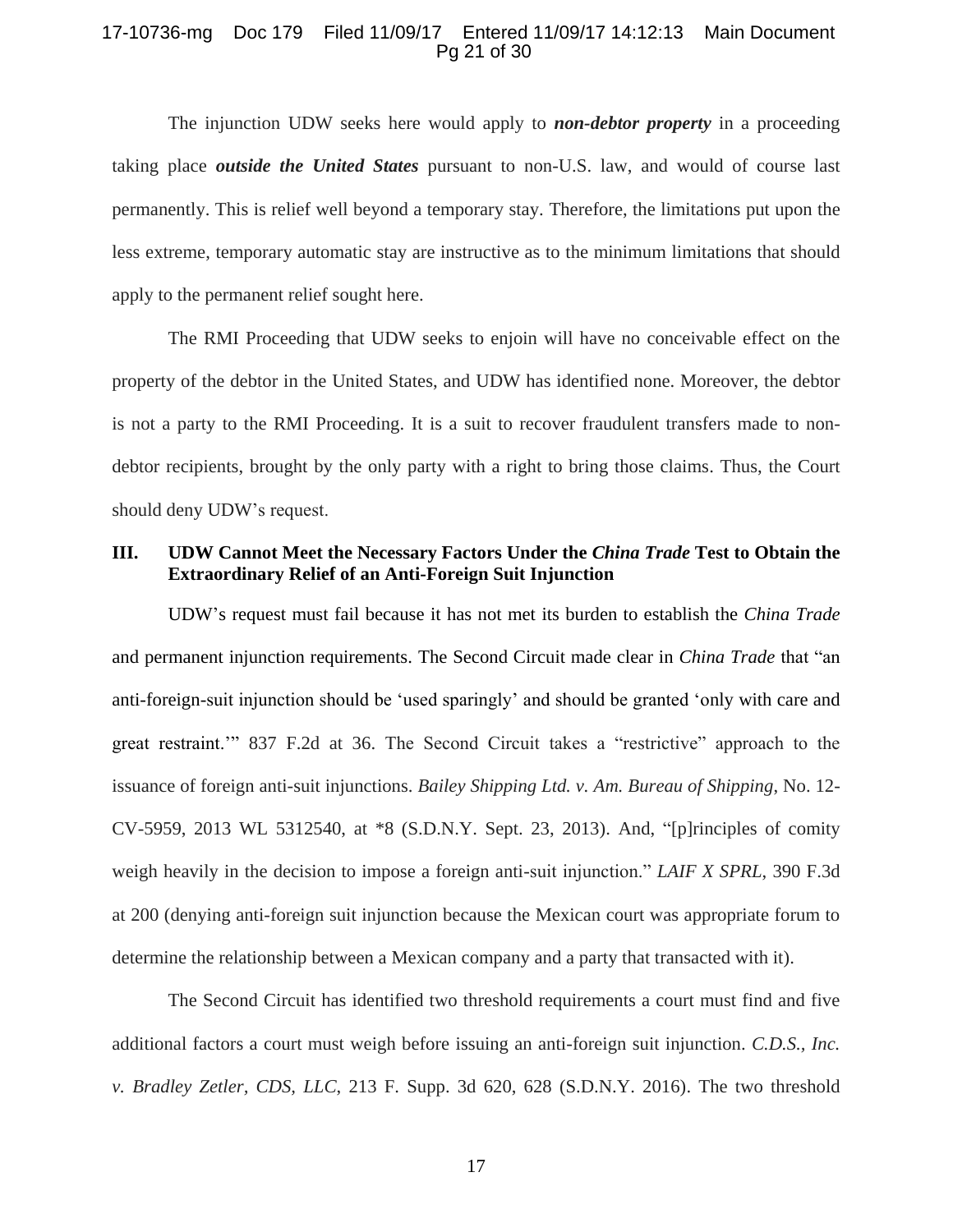The injunction UDW seeks here would apply to ***non-debtor property*** in a proceeding taking place ***outside the United States*** pursuant to non-U.S. law, and would of course last permanently. This is relief well beyond a temporary stay. Therefore, the limitations put upon the less extreme, temporary automatic stay are instructive as to the minimum limitations that should apply to the permanent relief sought here.

The RMI Proceeding that UDW seeks to enjoin will have no conceivable effect on the property of the debtor in the United States, and UDW has identified none. Moreover, the debtor is not a party to the RMI Proceeding. It is a suit to recover fraudulent transfers made to non-debtor recipients, brought by the only party with a right to bring those claims. Thus, the Court should deny UDW's request.

## III. UDW Cannot Meet the Necessary Factors Under the *China Trade* Test to Obtain the Extraordinary Relief of an Anti-Foreign Suit Injunction

UDW's request must fail because it has not met its burden to establish the *China Trade* and permanent injunction requirements. The Second Circuit made clear in *China Trade* that "an anti-foreign-suit injunction should be 'used sparingly' and should be granted 'only with care and great restraint.'" 837 F.2d at 36. The Second Circuit takes a "restrictive" approach to the issuance of foreign anti-suit injunctions. *Bailey Shipping Ltd. v. Am. Bureau of Shipping*, No. 12-CV-5959, 2013 WL 5312540, at *8 (S.D.N.Y. Sept. 23, 2013). And, "[p]rinciples of comity weigh heavily in the decision to impose a foreign anti-suit injunction." *LAIF X SPRL*, 390 F.3d at 200 (denying anti-foreign suit injunction because the Mexican court was appropriate forum to determine the relationship between a Mexican company and a party that transacted with it).

The Second Circuit has identified two threshold requirements a court must find and five additional factors a court must weigh before issuing an anti-foreign suit injunction. *C.D.S., Inc. v. Bradley Zetler, CDS, LLC*, 213 F. Supp. 3d 620, 628 (S.D.N.Y. 2016). The two threshold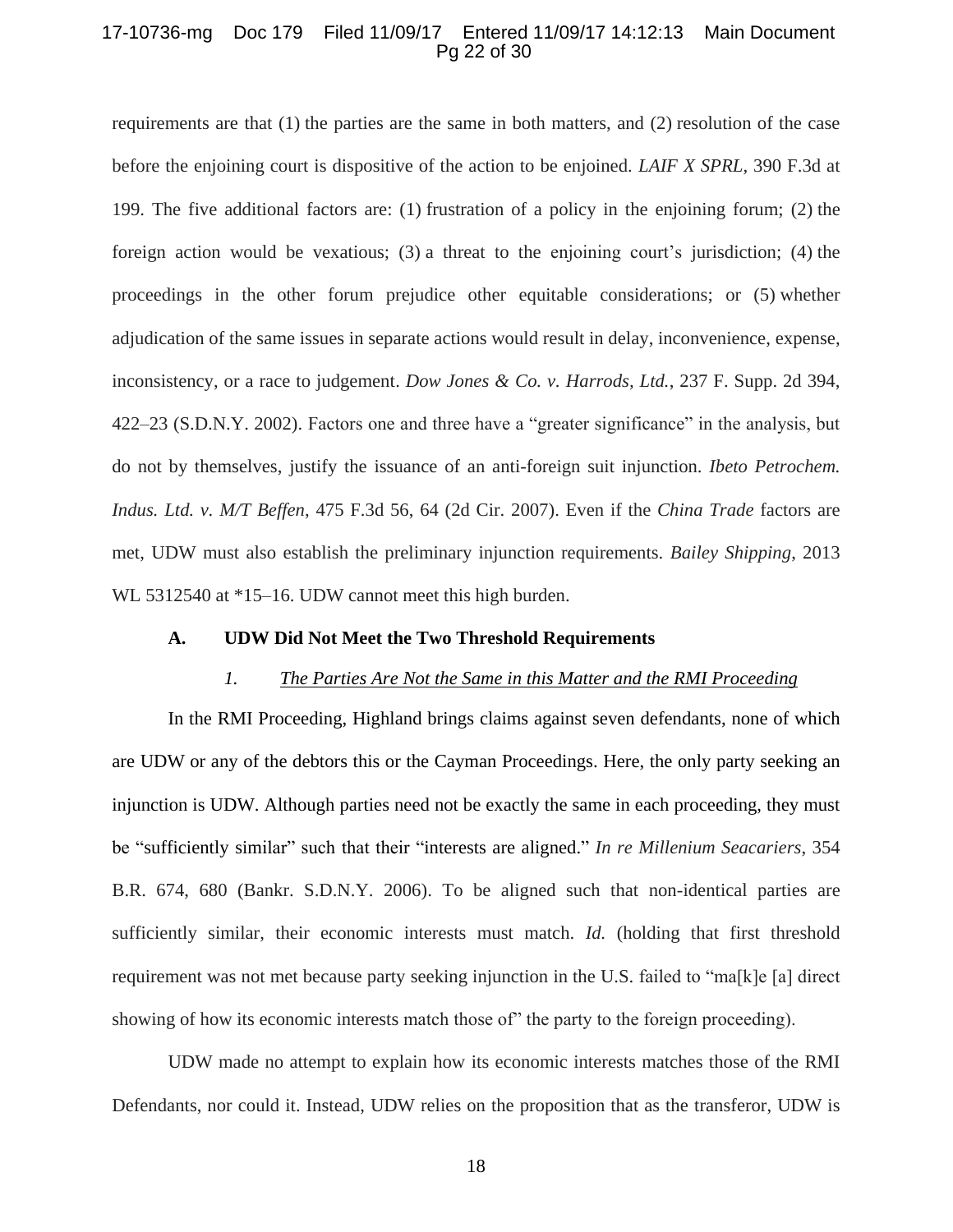requirements are that (1) the parties are the same in both matters, and (2) resolution of the case before the enjoining court is dispositive of the action to be enjoined. *LAIF X SPRL*, 390 F.3d at 199. The five additional factors are: (1) frustration of a policy in the enjoining forum; (2) the foreign action would be vexatious; (3) a threat to the enjoining court's jurisdiction; (4) the proceedings in the other forum prejudice other equitable considerations; or (5) whether adjudication of the same issues in separate actions would result in delay, inconvenience, expense, inconsistency, or a race to judgement. *Dow Jones & Co. v. Harrods, Ltd.*, 237 F. Supp. 2d 394, 422–23 (S.D.N.Y. 2002). Factors one and three have a "greater significance" in the analysis, but do not by themselves, justify the issuance of an anti-foreign suit injunction. *Ibeto Petrochem. Indus. Ltd. v. M/T Beffen*, 475 F.3d 56, 64 (2d Cir. 2007). Even if the *China Trade* factors are met, UDW must also establish the preliminary injunction requirements. *Bailey Shipping*, 2013 WL 5312540 at *15–16. UDW cannot meet this high burden.

### A. UDW Did Not Meet the Two Threshold Requirements

#### *1. The Parties Are Not the Same in this Matter and the RMI Proceeding*

In the RMI Proceeding, Highland brings claims against seven defendants, none of which are UDW or any of the debtors this or the Cayman Proceedings. Here, the only party seeking an injunction is UDW. Although parties need not be exactly the same in each proceeding, they must be "sufficiently similar" such that their "interests are aligned." *In re Millenium Seacariers*, 354 B.R. 674, 680 (Bankr. S.D.N.Y. 2006). To be aligned such that non-identical parties are sufficiently similar, their economic interests must match. *Id.* (holding that first threshold requirement was not met because party seeking injunction in the U.S. failed to "ma[k]e [a] direct showing of how its economic interests match those of" the party to the foreign proceeding).

UDW made no attempt to explain how its economic interests matches those of the RMI Defendants, nor could it. Instead, UDW relies on the proposition that as the transferor, UDW is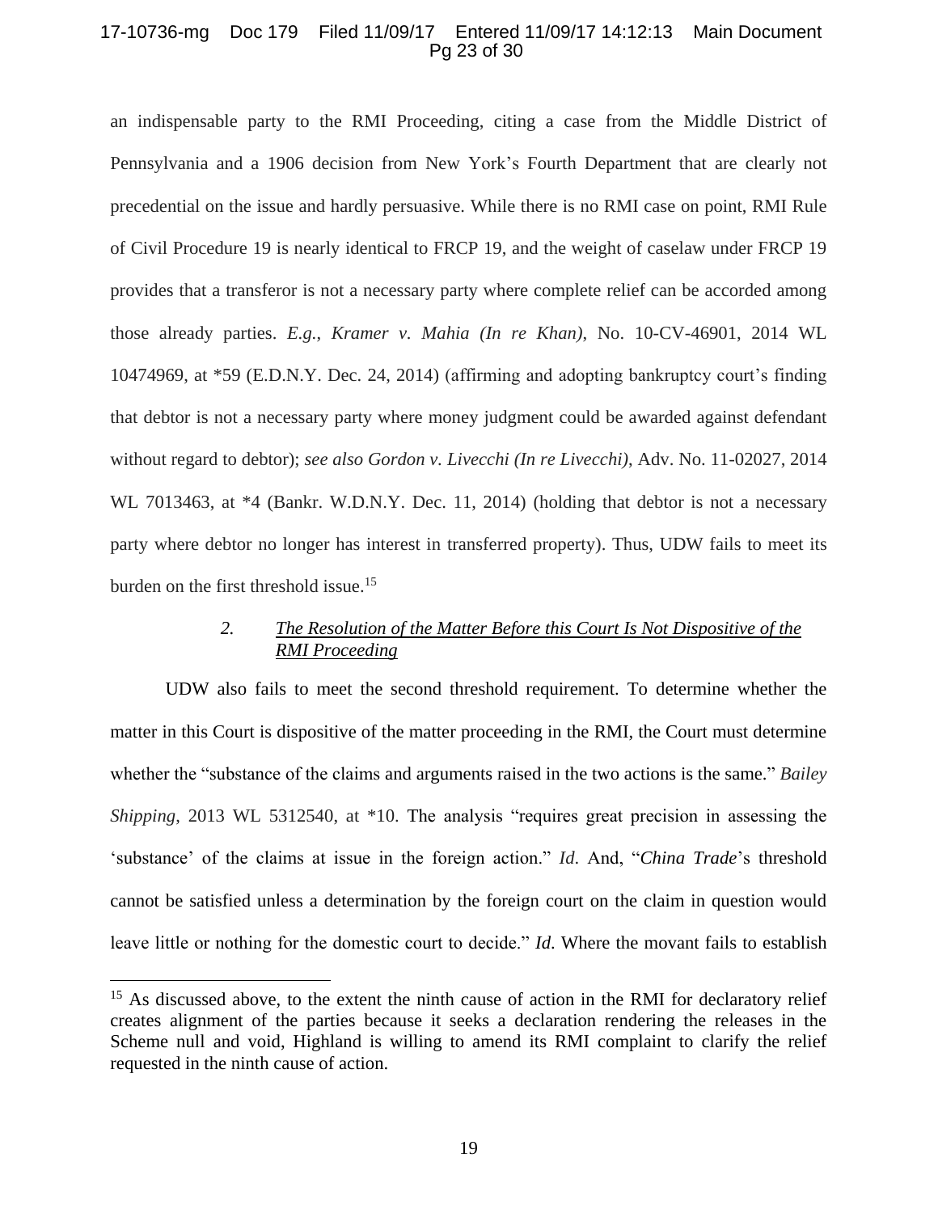an indispensable party to the RMI Proceeding, citing a case from the Middle District of Pennsylvania and a 1906 decision from New York's Fourth Department that are clearly not precedential on the issue and hardly persuasive. While there is no RMI case on point, RMI Rule of Civil Procedure 19 is nearly identical to FRCP 19, and the weight of caselaw under FRCP 19 provides that a transferor is not a necessary party where complete relief can be accorded among those already parties. *E.g.*, *Kramer v. Mahia (In re Khan)*, No. 10-CV-46901, 2014 WL 10474969, at *59 (E.D.N.Y. Dec. 24, 2014) (affirming and adopting bankruptcy court's finding that debtor is not a necessary party where money judgment could be awarded against defendant without regard to debtor); *see also Gordon v. Livecchi (In re Livecchi)*, Adv. No. 11-02027, 2014 WL 7013463, at *4 (Bankr. W.D.N.Y. Dec. 11, 2014) (holding that debtor is not a necessary party where debtor no longer has interest in transferred property). Thus, UDW fails to meet its burden on the first threshold issue.[15]

### 2. *The Resolution of the Matter Before this Court Is Not Dispositive of the RMI Proceeding*

UDW also fails to meet the second threshold requirement. To determine whether the matter in this Court is dispositive of the matter proceeding in the RMI, the Court must determine whether the "substance of the claims and arguments raised in the two actions is the same." *Bailey Shipping*, 2013 WL 5312540, at *10. The analysis "requires great precision in assessing the 'substance' of the claims at issue in the foreign action." *Id*. And, "*China Trade*'s threshold cannot be satisfied unless a determination by the foreign court on the claim in question would leave little or nothing for the domestic court to decide." *Id*. Where the movant fails to establish

---

[15] As discussed above, to the extent the ninth cause of action in the RMI for declaratory relief creates alignment of the parties because it seeks a declaration rendering the releases in the Scheme null and void, Highland is willing to amend its RMI complaint to clarify the relief requested in the ninth cause of action.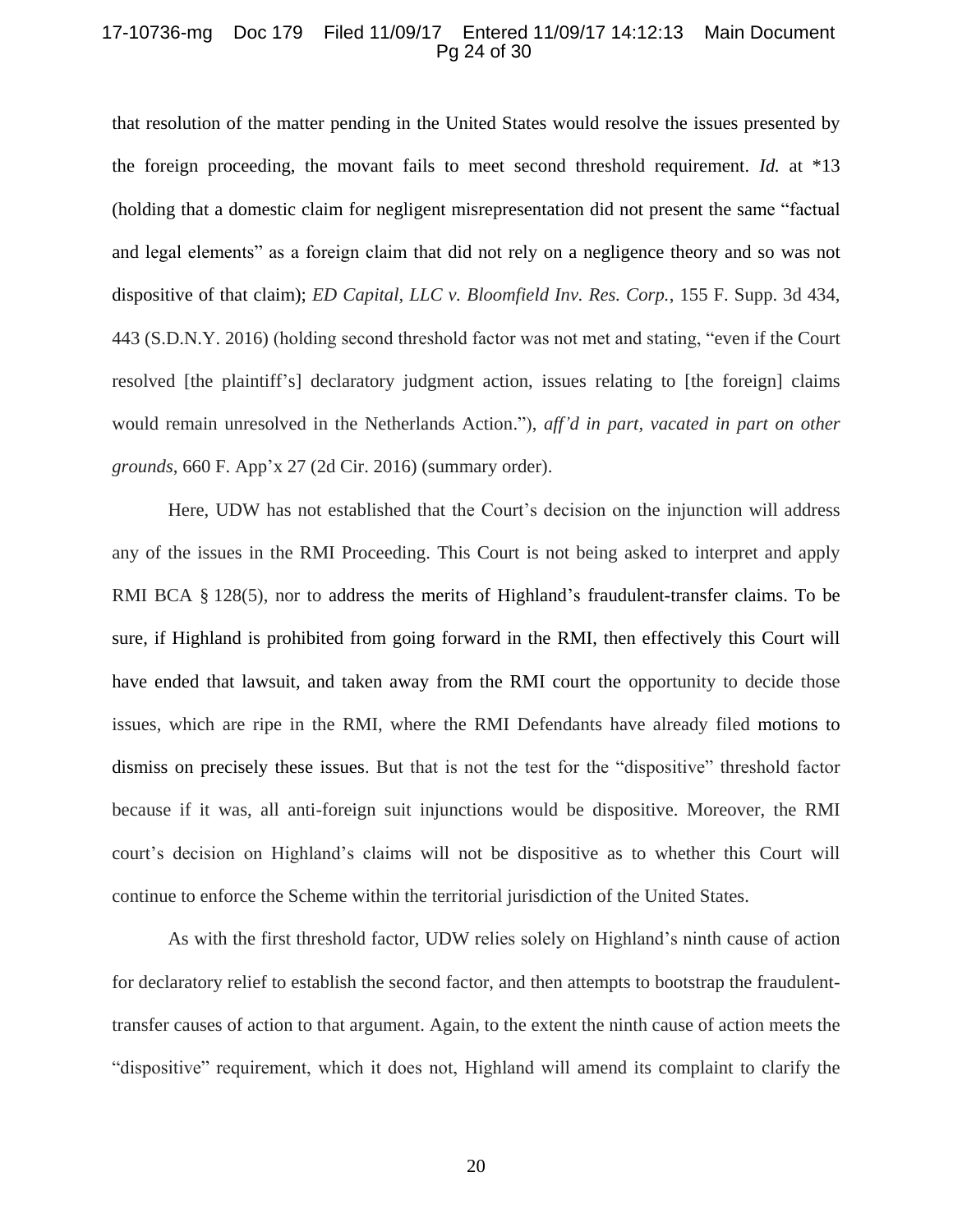that resolution of the matter pending in the United States would resolve the issues presented by the foreign proceeding, the movant fails to meet second threshold requirement. *Id.* at *13 (holding that a domestic claim for negligent misrepresentation did not present the same "factual and legal elements" as a foreign claim that did not rely on a negligence theory and so was not dispositive of that claim); *ED Capital, LLC v. Bloomfield Inv. Res. Corp.*, 155 F. Supp. 3d 434, 443 (S.D.N.Y. 2016) (holding second threshold factor was not met and stating, "even if the Court resolved [the plaintiff's] declaratory judgment action, issues relating to [the foreign] claims would remain unresolved in the Netherlands Action."), *aff'd in part, vacated in part on other grounds*, 660 F. App'x 27 (2d Cir. 2016) (summary order).

Here, UDW has not established that the Court's decision on the injunction will address any of the issues in the RMI Proceeding. This Court is not being asked to interpret and apply RMI BCA § 128(5), nor to address the merits of Highland's fraudulent-transfer claims. To be sure, if Highland is prohibited from going forward in the RMI, then effectively this Court will have ended that lawsuit, and taken away from the RMI court the opportunity to decide those issues, which are ripe in the RMI, where the RMI Defendants have already filed motions to dismiss on precisely these issues. But that is not the test for the "dispositive" threshold factor because if it was, all anti-foreign suit injunctions would be dispositive. Moreover, the RMI court's decision on Highland's claims will not be dispositive as to whether this Court will continue to enforce the Scheme within the territorial jurisdiction of the United States.

As with the first threshold factor, UDW relies solely on Highland's ninth cause of action for declaratory relief to establish the second factor, and then attempts to bootstrap the fraudulent-transfer causes of action to that argument. Again, to the extent the ninth cause of action meets the "dispositive" requirement, which it does not, Highland will amend its complaint to clarify the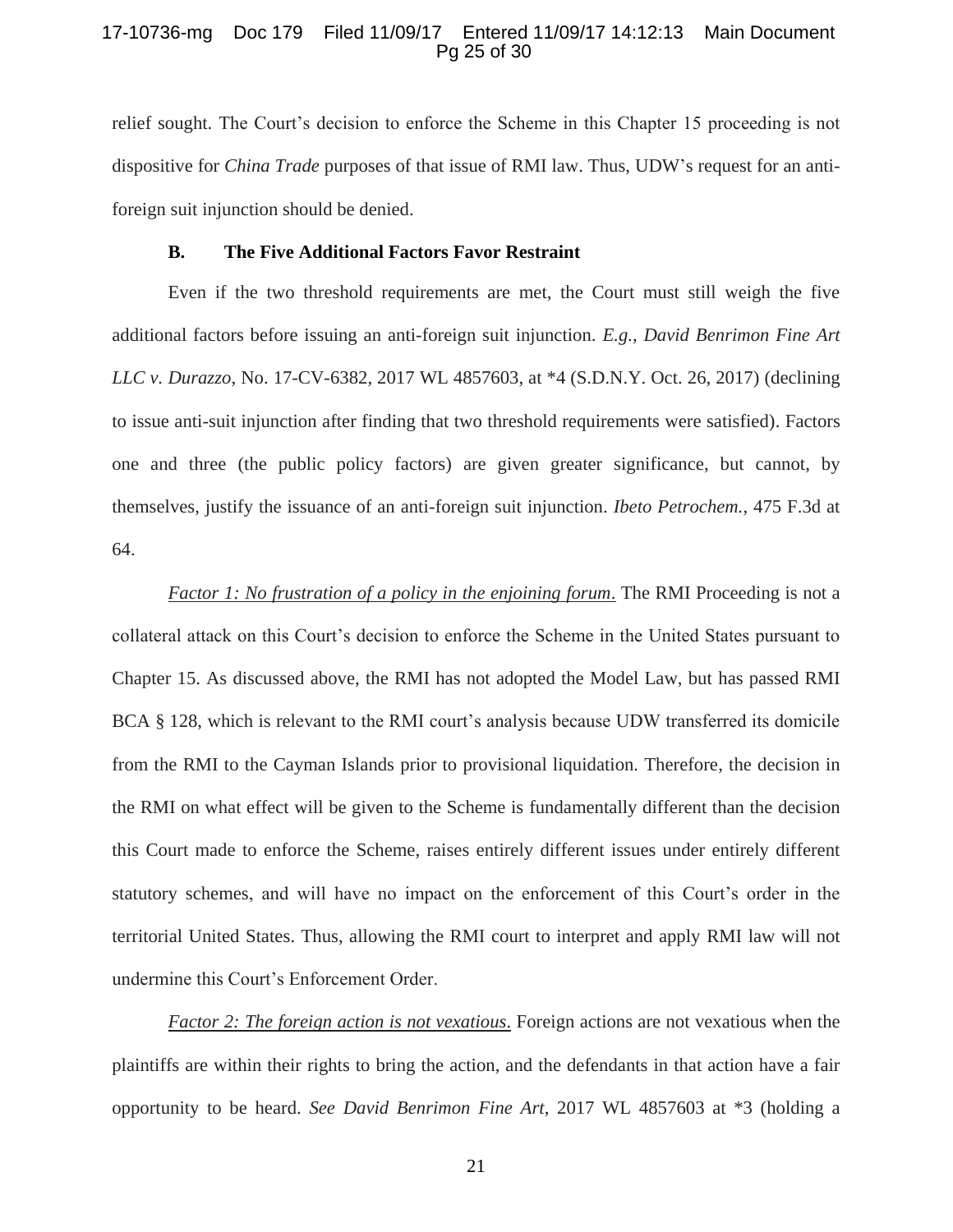relief sought. The Court's decision to enforce the Scheme in this Chapter 15 proceeding is not dispositive for *China Trade* purposes of that issue of RMI law. Thus, UDW's request for an anti-foreign suit injunction should be denied.

### B. The Five Additional Factors Favor Restraint

Even if the two threshold requirements are met, the Court must still weigh the five additional factors before issuing an anti-foreign suit injunction. *E.g.*, *David Benrimon Fine Art LLC v. Durazzo*, No. 17-CV-6382, 2017 WL 4857603, at *4 (S.D.N.Y. Oct. 26, 2017) (declining to issue anti-suit injunction after finding that two threshold requirements were satisfied). Factors one and three (the public policy factors) are given greater significance, but cannot, by themselves, justify the issuance of an anti-foreign suit injunction. *Ibeto Petrochem.*, 475 F.3d at 64.

<u>*Factor 1: No frustration of a policy in the enjoining forum*</u>. The RMI Proceeding is not a collateral attack on this Court's decision to enforce the Scheme in the United States pursuant to Chapter 15. As discussed above, the RMI has not adopted the Model Law, but has passed RMI BCA § 128, which is relevant to the RMI court's analysis because UDW transferred its domicile from the RMI to the Cayman Islands prior to provisional liquidation. Therefore, the decision in the RMI on what effect will be given to the Scheme is fundamentally different than the decision this Court made to enforce the Scheme, raises entirely different issues under entirely different statutory schemes, and will have no impact on the enforcement of this Court's order in the territorial United States. Thus, allowing the RMI court to interpret and apply RMI law will not undermine this Court's Enforcement Order.

<u>*Factor 2: The foreign action is not vexatious*</u>. Foreign actions are not vexatious when the plaintiffs are within their rights to bring the action, and the defendants in that action have a fair opportunity to be heard. *See David Benrimon Fine Art*, 2017 WL 4857603 at *3 (holding a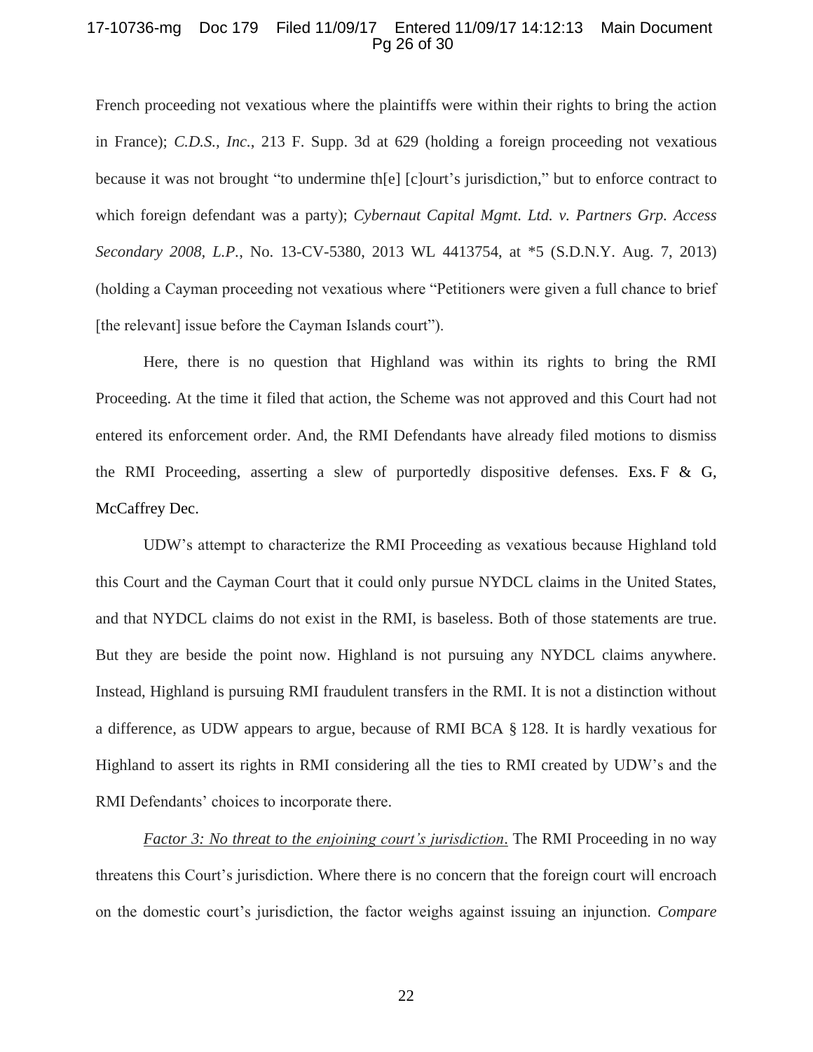French proceeding not vexatious where the plaintiffs were within their rights to bring the action in France); *C.D.S., Inc.*, 213 F. Supp. 3d at 629 (holding a foreign proceeding not vexatious because it was not brought "to undermine th[e] [c]ourt's jurisdiction," but to enforce contract to which foreign defendant was a party); *Cybernaut Capital Mgmt. Ltd. v. Partners Grp. Access Secondary 2008, L.P.*, No. 13-CV-5380, 2013 WL 4413754, at *5 (S.D.N.Y. Aug. 7, 2013) (holding a Cayman proceeding not vexatious where "Petitioners were given a full chance to brief [the relevant] issue before the Cayman Islands court").

Here, there is no question that Highland was within its rights to bring the RMI Proceeding. At the time it filed that action, the Scheme was not approved and this Court had not entered its enforcement order. And, the RMI Defendants have already filed motions to dismiss the RMI Proceeding, asserting a slew of purportedly dispositive defenses. Exs. F & G, McCaffrey Dec.

UDW's attempt to characterize the RMI Proceeding as vexatious because Highland told this Court and the Cayman Court that it could only pursue NYDCL claims in the United States, and that NYDCL claims do not exist in the RMI, is baseless. Both of those statements are true. But they are beside the point now. Highland is not pursuing any NYDCL claims anywhere. Instead, Highland is pursuing RMI fraudulent transfers in the RMI. It is not a distinction without a difference, as UDW appears to argue, because of RMI BCA § 128. It is hardly vexatious for Highland to assert its rights in RMI considering all the ties to RMI created by UDW's and the RMI Defendants' choices to incorporate there.

*Factor 3: No threat to the enjoining court's jurisdiction*. The RMI Proceeding in no way threatens this Court's jurisdiction. Where there is no concern that the foreign court will encroach on the domestic court's jurisdiction, the factor weighs against issuing an injunction. *Compare*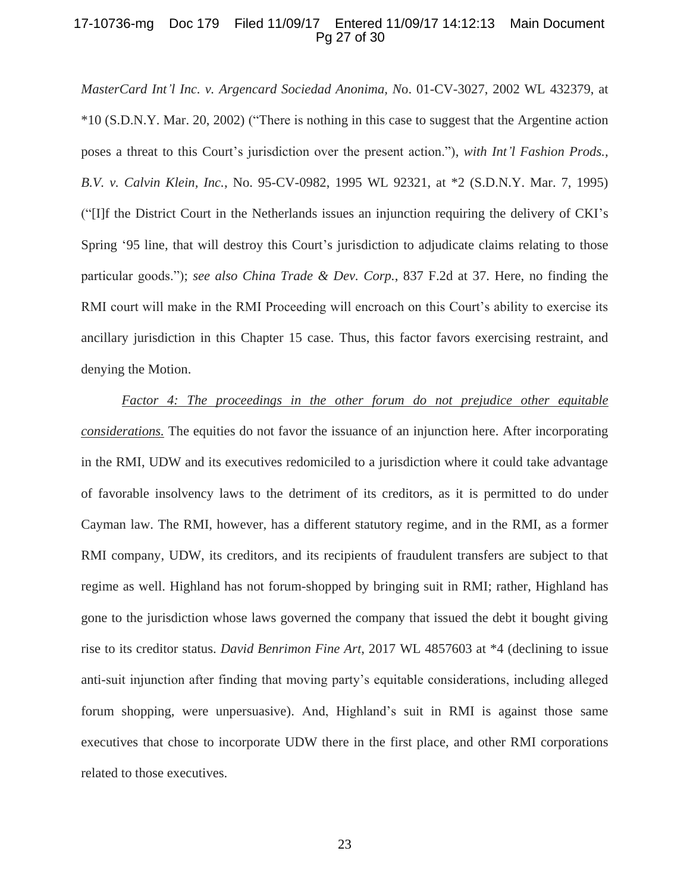*MasterCard Int'l Inc. v. Argencard Sociedad Anonima, N*o. 01-CV-3027, 2002 WL 432379, at *10 (S.D.N.Y. Mar. 20, 2002) ("There is nothing in this case to suggest that the Argentine action poses a threat to this Court's jurisdiction over the present action."), *with Int'l Fashion Prods., B.V. v. Calvin Klein, Inc.*, No. 95-CV-0982, 1995 WL 92321, at *2 (S.D.N.Y. Mar. 7, 1995) ("[I]f the District Court in the Netherlands issues an injunction requiring the delivery of CKI's Spring '95 line, that will destroy this Court's jurisdiction to adjudicate claims relating to those particular goods."); *see also China Trade & Dev. Corp.*, 837 F.2d at 37. Here, no finding the RMI court will make in the RMI Proceeding will encroach on this Court's ability to exercise its ancillary jurisdiction in this Chapter 15 case. Thus, this factor favors exercising restraint, and denying the Motion.

*Factor 4: The proceedings in the other forum do not prejudice other equitable considerations.* The equities do not favor the issuance of an injunction here. After incorporating in the RMI, UDW and its executives redomiciled to a jurisdiction where it could take advantage of favorable insolvency laws to the detriment of its creditors, as it is permitted to do under Cayman law. The RMI, however, has a different statutory regime, and in the RMI, as a former RMI company, UDW, its creditors, and its recipients of fraudulent transfers are subject to that regime as well. Highland has not forum-shopped by bringing suit in RMI; rather, Highland has gone to the jurisdiction whose laws governed the company that issued the debt it bought giving rise to its creditor status. *David Benrimon Fine Art*, 2017 WL 4857603 at *4 (declining to issue anti-suit injunction after finding that moving party's equitable considerations, including alleged forum shopping, were unpersuasive). And, Highland's suit in RMI is against those same executives that chose to incorporate UDW there in the first place, and other RMI corporations related to those executives.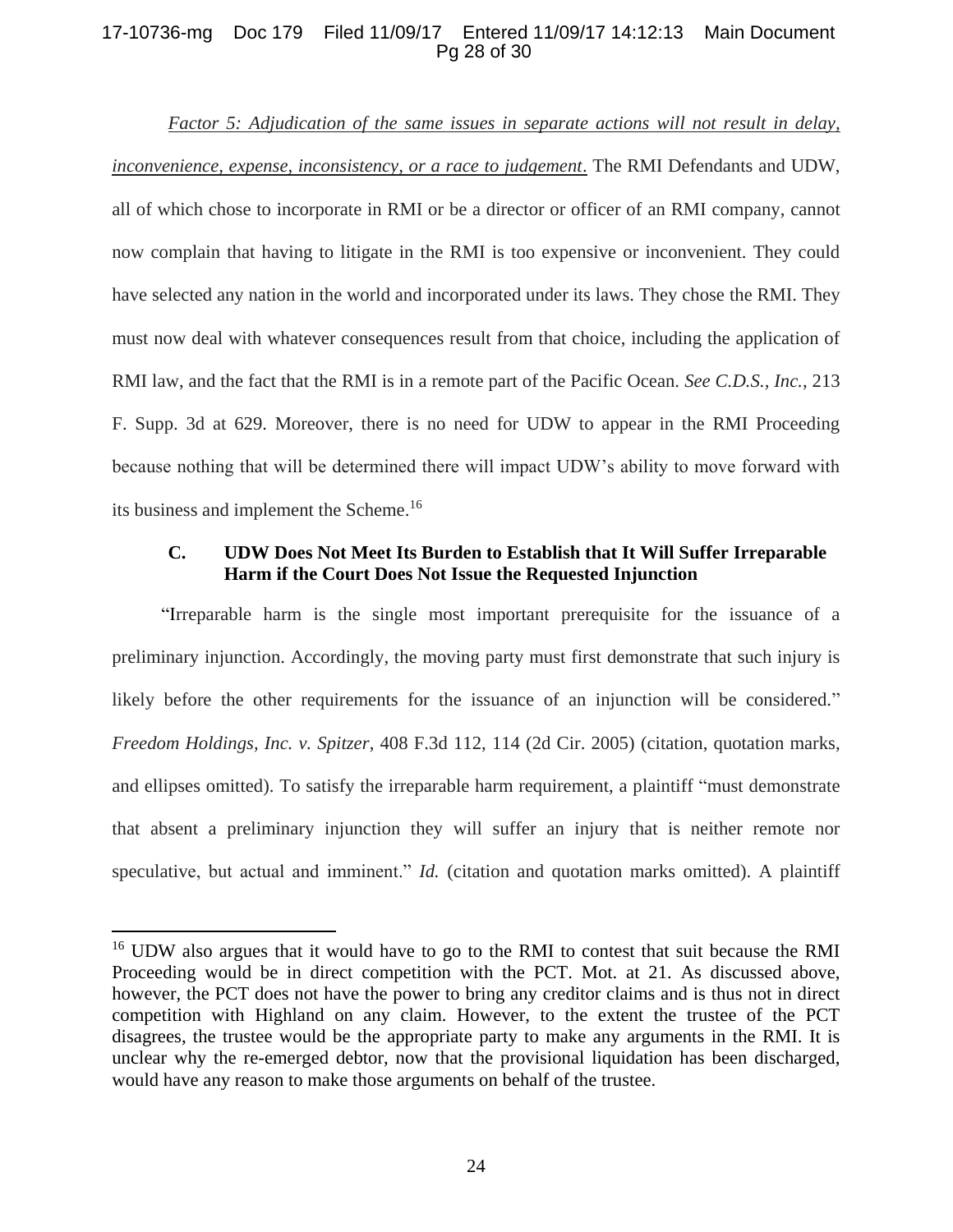*Factor 5: Adjudication of the same issues in separate actions will not result in delay, inconvenience, expense, inconsistency, or a race to judgement*. The RMI Defendants and UDW, all of which chose to incorporate in RMI or be a director or officer of an RMI company, cannot now complain that having to litigate in the RMI is too expensive or inconvenient. They could have selected any nation in the world and incorporated under its laws. They chose the RMI. They must now deal with whatever consequences result from that choice, including the application of RMI law, and the fact that the RMI is in a remote part of the Pacific Ocean. *See C.D.S., Inc.*, 213 F. Supp. 3d at 629. Moreover, there is no need for UDW to appear in the RMI Proceeding because nothing that will be determined there will impact UDW's ability to move forward with its business and implement the Scheme.[16]

### C. UDW Does Not Meet Its Burden to Establish that It Will Suffer Irreparable Harm if the Court Does Not Issue the Requested Injunction

"Irreparable harm is the single most important prerequisite for the issuance of a preliminary injunction. Accordingly, the moving party must first demonstrate that such injury is likely before the other requirements for the issuance of an injunction will be considered." *Freedom Holdings, Inc. v. Spitzer*, 408 F.3d 112, 114 (2d Cir. 2005) (citation, quotation marks, and ellipses omitted). To satisfy the irreparable harm requirement, a plaintiff "must demonstrate that absent a preliminary injunction they will suffer an injury that is neither remote nor speculative, but actual and imminent." *Id.* (citation and quotation marks omitted). A plaintiff

---

[16] UDW also argues that it would have to go to the RMI to contest that suit because the RMI Proceeding would be in direct competition with the PCT. Mot. at 21. As discussed above, however, the PCT does not have the power to bring any creditor claims and is thus not in direct competition with Highland on any claim. However, to the extent the trustee of the PCT disagrees, the trustee would be the appropriate party to make any arguments in the RMI. It is unclear why the re-emerged debtor, now that the provisional liquidation has been discharged, would have any reason to make those arguments on behalf of the trustee.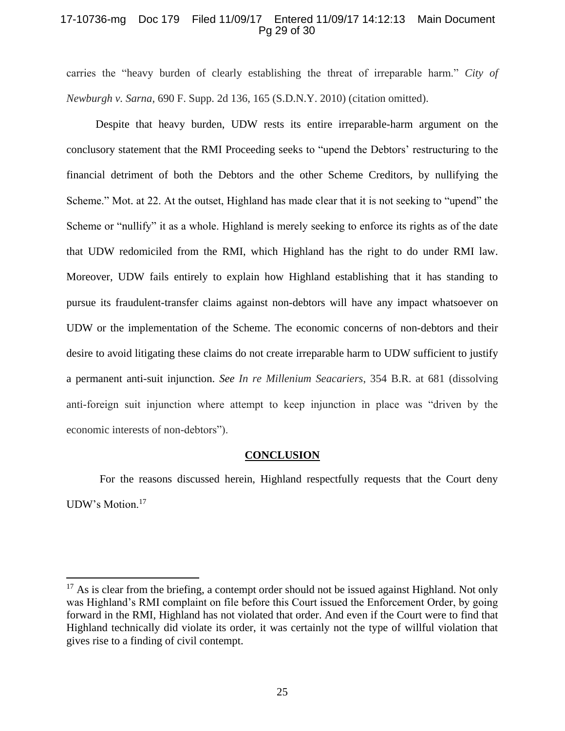carries the "heavy burden of clearly establishing the threat of irreparable harm." *City of Newburgh v. Sarna*, 690 F. Supp. 2d 136, 165 (S.D.N.Y. 2010) (citation omitted).

Despite that heavy burden, UDW rests its entire irreparable-harm argument on the conclusory statement that the RMI Proceeding seeks to "upend the Debtors' restructuring to the financial detriment of both the Debtors and the other Scheme Creditors, by nullifying the Scheme." Mot. at 22. At the outset, Highland has made clear that it is not seeking to "upend" the Scheme or "nullify" it as a whole. Highland is merely seeking to enforce its rights as of the date that UDW redomiciled from the RMI, which Highland has the right to do under RMI law. Moreover, UDW fails entirely to explain how Highland establishing that it has standing to pursue its fraudulent-transfer claims against non-debtors will have any impact whatsoever on UDW or the implementation of the Scheme. The economic concerns of non-debtors and their desire to avoid litigating these claims do not create irreparable harm to UDW sufficient to justify a permanent anti-suit injunction. *See In re Millenium Seacariers*, 354 B.R. at 681 (dissolving anti-foreign suit injunction where attempt to keep injunction in place was "driven by the economic interests of non-debtors").

## CONCLUSION

For the reasons discussed herein, Highland respectfully requests that the Court deny UDW's Motion.[17]

---

[17] As is clear from the briefing, a contempt order should not be issued against Highland. Not only was Highland's RMI complaint on file before this Court issued the Enforcement Order, by going forward in the RMI, Highland has not violated that order. And even if the Court were to find that Highland technically did violate its order, it was certainly not the type of willful violation that gives rise to a finding of civil contempt.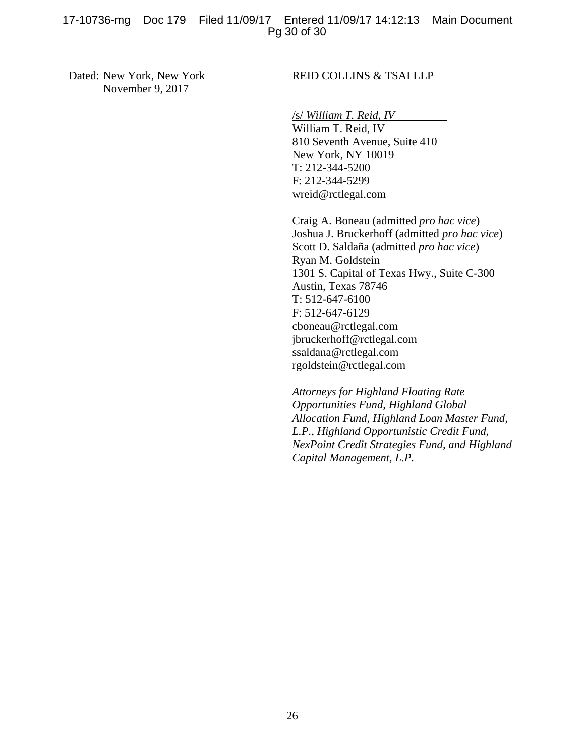Dated: New York, New York
November 9, 2017

REID COLLINS & TSAI LLP

/s/ *William T. Reid, IV*
William T. Reid, IV
810 Seventh Avenue, Suite 410
New York, NY 10019
T: 212-344-5200
F: 212-344-5299
wreid@rctlegal.com

Craig A. Boneau (admitted *pro hac vice*)
Joshua J. Bruckerhoff (admitted *pro hac vice*)
Scott D. Saldaña (admitted *pro hac vice*)
Ryan M. Goldstein
1301 S. Capital of Texas Hwy., Suite C-300
Austin, Texas 78746
T: 512-647-6100
F: 512-647-6129
cboneau@rctlegal.com
jbruckerhoff@rctlegal.com
ssaldana@rctlegal.com
rgoldstein@rctlegal.com

*Attorneys for Highland Floating Rate Opportunities Fund, Highland Global Allocation Fund, Highland Loan Master Fund, L.P., Highland Opportunistic Credit Fund, NexPoint Credit Strategies Fund, and Highland Capital Management, L.P.*